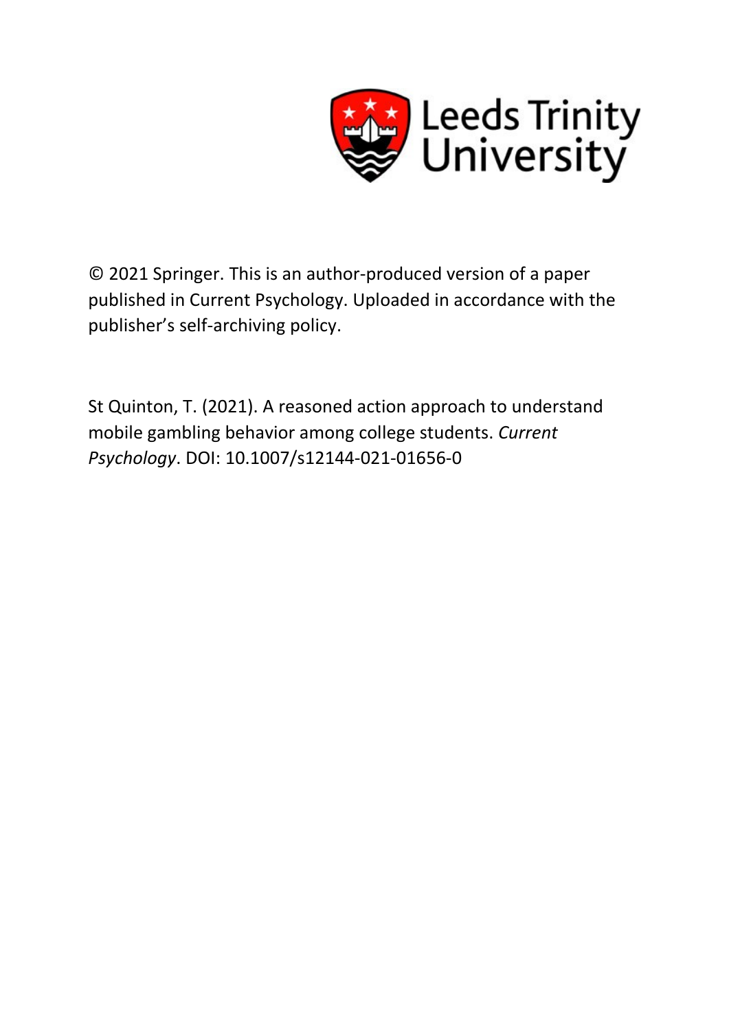Leeds Trinity University

© 2021 Springer. This is an author-produced version of a paper published in Current Psychology. Uploaded in accordance with the publisher's self-archiving policy.

St Quinton, T. (2021). A reasoned action approach to understand mobile gambling behavior among college students. *Current Psychology*. DOI: 10.1007/s12144-021-01656-0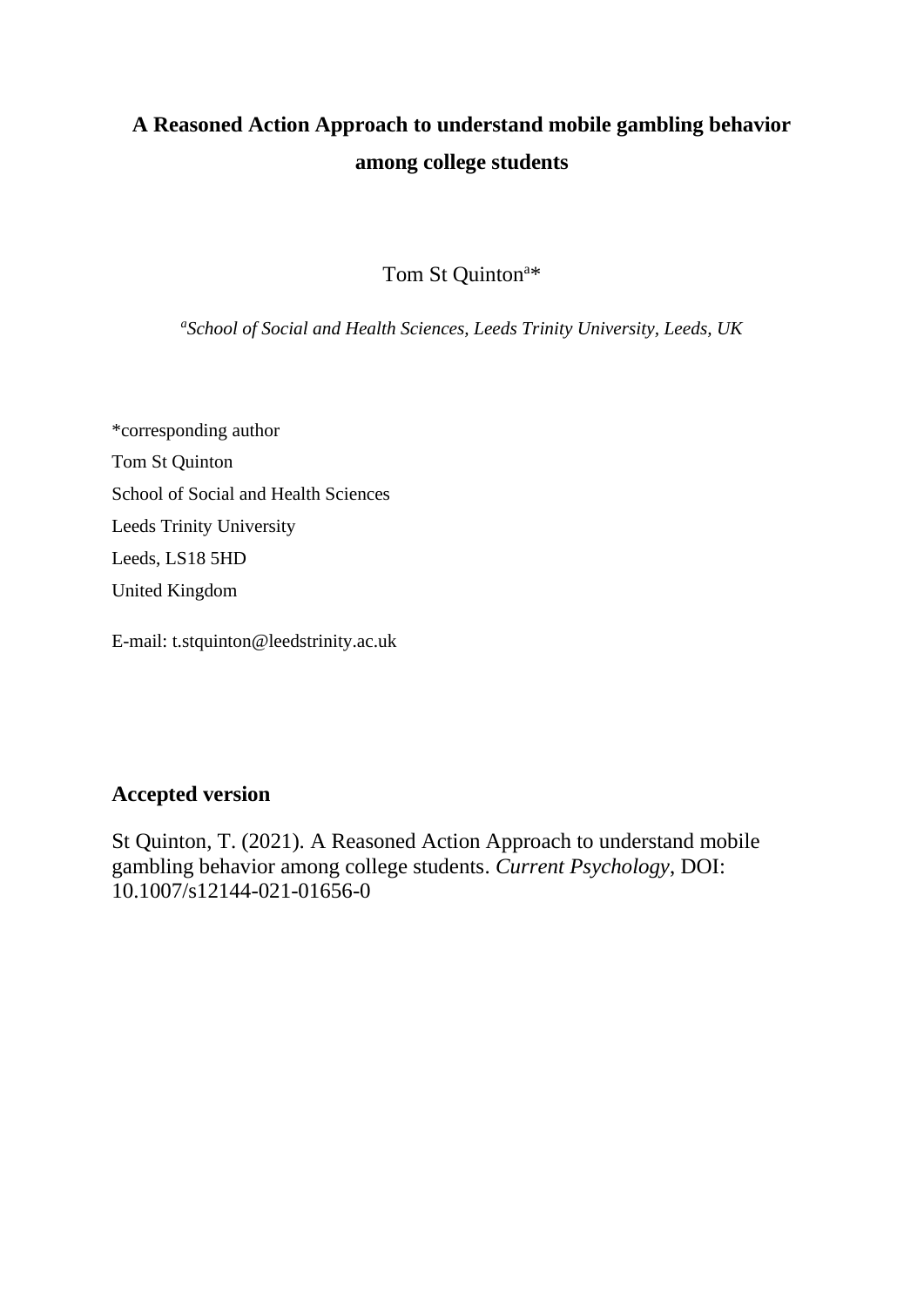# A Reasoned Action Approach to understand mobile gambling behavior among college students

Tom St Quinton[a]*

*[a]School of Social and Health Sciences, Leeds Trinity University, Leeds, UK*

*corresponding author
Tom St Quinton
School of Social and Health Sciences
Leeds Trinity University
Leeds, LS18 5HD
United Kingdom

E-mail: t.stquinton@leedstrinity.ac.uk

## Accepted version

St Quinton, T. (2021). A Reasoned Action Approach to understand mobile gambling behavior among college students. *Current Psychology*, DOI: 10.1007/s12144-021-01656-0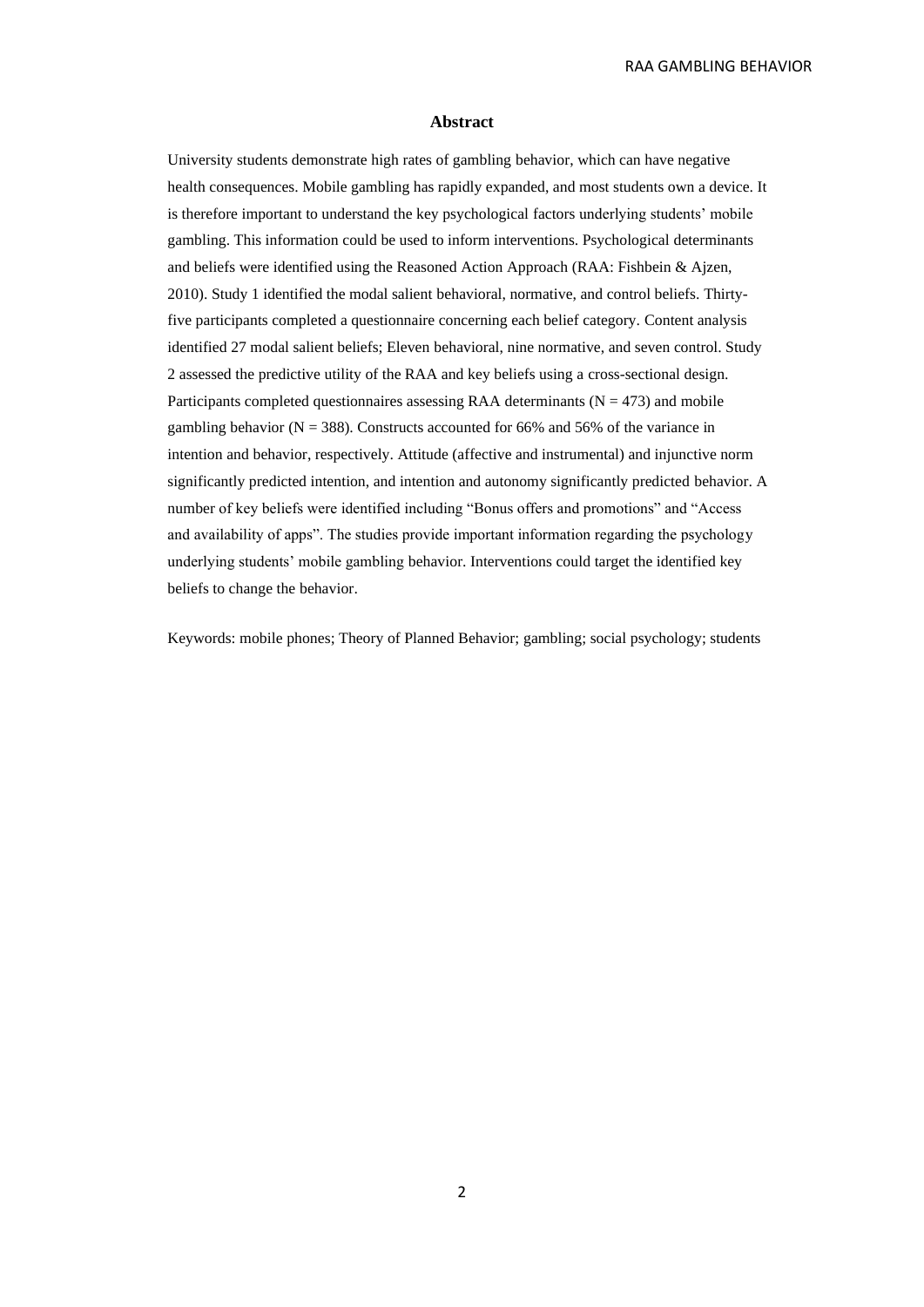## Abstract

University students demonstrate high rates of gambling behavior, which can have negative health consequences. Mobile gambling has rapidly expanded, and most students own a device. It is therefore important to understand the key psychological factors underlying students' mobile gambling. This information could be used to inform interventions. Psychological determinants and beliefs were identified using the Reasoned Action Approach (RAA: Fishbein & Ajzen, 2010). Study 1 identified the modal salient behavioral, normative, and control beliefs. Thirty-five participants completed a questionnaire concerning each belief category. Content analysis identified 27 modal salient beliefs; Eleven behavioral, nine normative, and seven control. Study 2 assessed the predictive utility of the RAA and key beliefs using a cross-sectional design. Participants completed questionnaires assessing RAA determinants ($N = 473$) and mobile gambling behavior ($N = 388$). Constructs accounted for 66% and 56% of the variance in intention and behavior, respectively. Attitude (affective and instrumental) and injunctive norm significantly predicted intention, and intention and autonomy significantly predicted behavior. A number of key beliefs were identified including "Bonus offers and promotions" and "Access and availability of apps". The studies provide important information regarding the psychology underlying students' mobile gambling behavior. Interventions could target the identified key beliefs to change the behavior.

Keywords: mobile phones; Theory of Planned Behavior; gambling; social psychology; students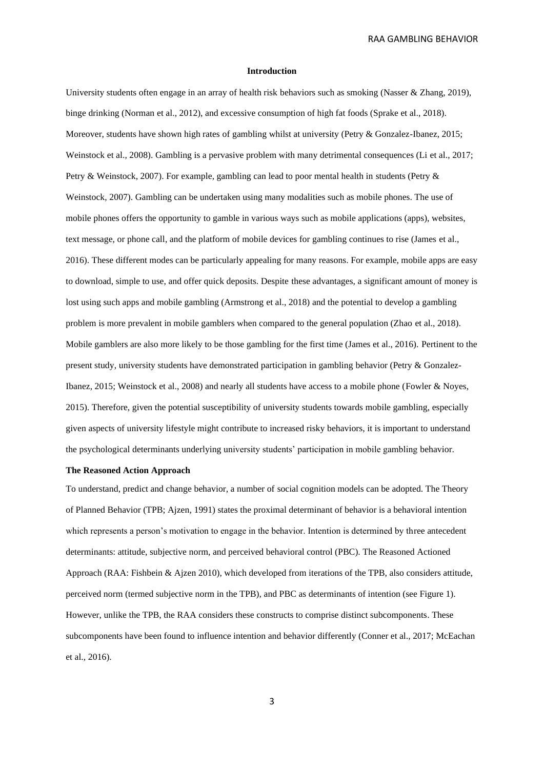## Introduction

University students often engage in an array of health risk behaviors such as smoking (Nasser & Zhang, 2019), binge drinking (Norman et al., 2012), and excessive consumption of high fat foods (Sprake et al., 2018). Moreover, students have shown high rates of gambling whilst at university (Petry & Gonzalez-Ibanez, 2015; Weinstock et al., 2008). Gambling is a pervasive problem with many detrimental consequences (Li et al., 2017; Petry & Weinstock, 2007). For example, gambling can lead to poor mental health in students (Petry & Weinstock, 2007). Gambling can be undertaken using many modalities such as mobile phones. The use of mobile phones offers the opportunity to gamble in various ways such as mobile applications (apps), websites, text message, or phone call, and the platform of mobile devices for gambling continues to rise (James et al., 2016). These different modes can be particularly appealing for many reasons. For example, mobile apps are easy to download, simple to use, and offer quick deposits. Despite these advantages, a significant amount of money is lost using such apps and mobile gambling (Armstrong et al., 2018) and the potential to develop a gambling problem is more prevalent in mobile gamblers when compared to the general population (Zhao et al., 2018). Mobile gamblers are also more likely to be those gambling for the first time (James et al., 2016). Pertinent to the present study, university students have demonstrated participation in gambling behavior (Petry & Gonzalez-Ibanez, 2015; Weinstock et al., 2008) and nearly all students have access to a mobile phone (Fowler & Noyes, 2015). Therefore, given the potential susceptibility of university students towards mobile gambling, especially given aspects of university lifestyle might contribute to increased risky behaviors, it is important to understand the psychological determinants underlying university students' participation in mobile gambling behavior.

### The Reasoned Action Approach

To understand, predict and change behavior, a number of social cognition models can be adopted. The Theory of Planned Behavior (TPB; Ajzen, 1991) states the proximal determinant of behavior is a behavioral intention which represents a person's motivation to engage in the behavior. Intention is determined by three antecedent determinants: attitude, subjective norm, and perceived behavioral control (PBC). The Reasoned Actioned Approach (RAA: Fishbein & Ajzen 2010), which developed from iterations of the TPB, also considers attitude, perceived norm (termed subjective norm in the TPB), and PBC as determinants of intention (see Figure 1). However, unlike the TPB, the RAA considers these constructs to comprise distinct subcomponents. These subcomponents have been found to influence intention and behavior differently (Conner et al., 2017; McEachan et al., 2016).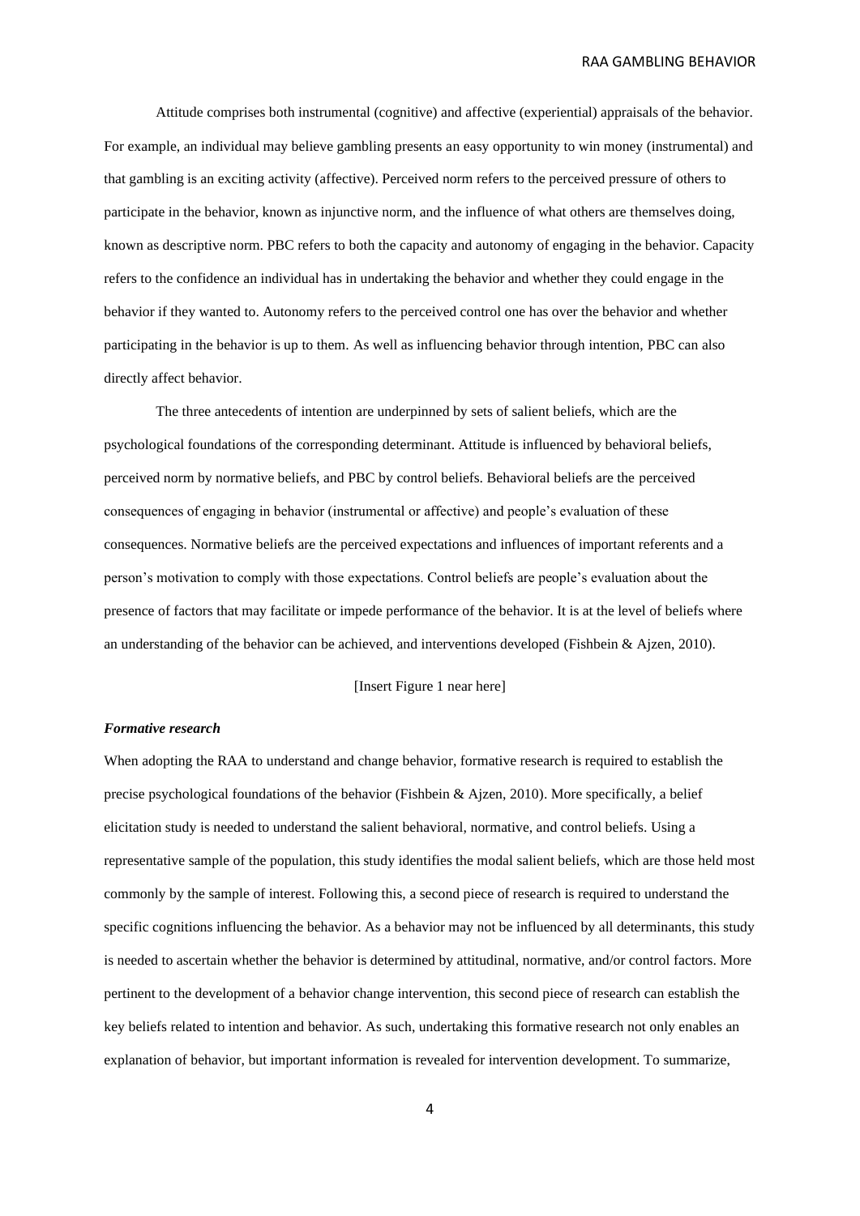Attitude comprises both instrumental (cognitive) and affective (experiential) appraisals of the behavior. For example, an individual may believe gambling presents an easy opportunity to win money (instrumental) and that gambling is an exciting activity (affective). Perceived norm refers to the perceived pressure of others to participate in the behavior, known as injunctive norm, and the influence of what others are themselves doing, known as descriptive norm. PBC refers to both the capacity and autonomy of engaging in the behavior. Capacity refers to the confidence an individual has in undertaking the behavior and whether they could engage in the behavior if they wanted to. Autonomy refers to the perceived control one has over the behavior and whether participating in the behavior is up to them. As well as influencing behavior through intention, PBC can also directly affect behavior.

The three antecedents of intention are underpinned by sets of salient beliefs, which are the psychological foundations of the corresponding determinant. Attitude is influenced by behavioral beliefs, perceived norm by normative beliefs, and PBC by control beliefs. Behavioral beliefs are the perceived consequences of engaging in behavior (instrumental or affective) and people's evaluation of these consequences. Normative beliefs are the perceived expectations and influences of important referents and a person's motivation to comply with those expectations. Control beliefs are people's evaluation about the presence of factors that may facilitate or impede performance of the behavior. It is at the level of beliefs where an understanding of the behavior can be achieved, and interventions developed (Fishbein & Ajzen, 2010).

[Insert Figure 1 near here]

***Formative research***

When adopting the RAA to understand and change behavior, formative research is required to establish the precise psychological foundations of the behavior (Fishbein & Ajzen, 2010). More specifically, a belief elicitation study is needed to understand the salient behavioral, normative, and control beliefs. Using a representative sample of the population, this study identifies the modal salient beliefs, which are those held most commonly by the sample of interest. Following this, a second piece of research is required to understand the specific cognitions influencing the behavior. As a behavior may not be influenced by all determinants, this study is needed to ascertain whether the behavior is determined by attitudinal, normative, and/or control factors. More pertinent to the development of a behavior change intervention, this second piece of research can establish the key beliefs related to intention and behavior. As such, undertaking this formative research not only enables an explanation of behavior, but important information is revealed for intervention development. To summarize,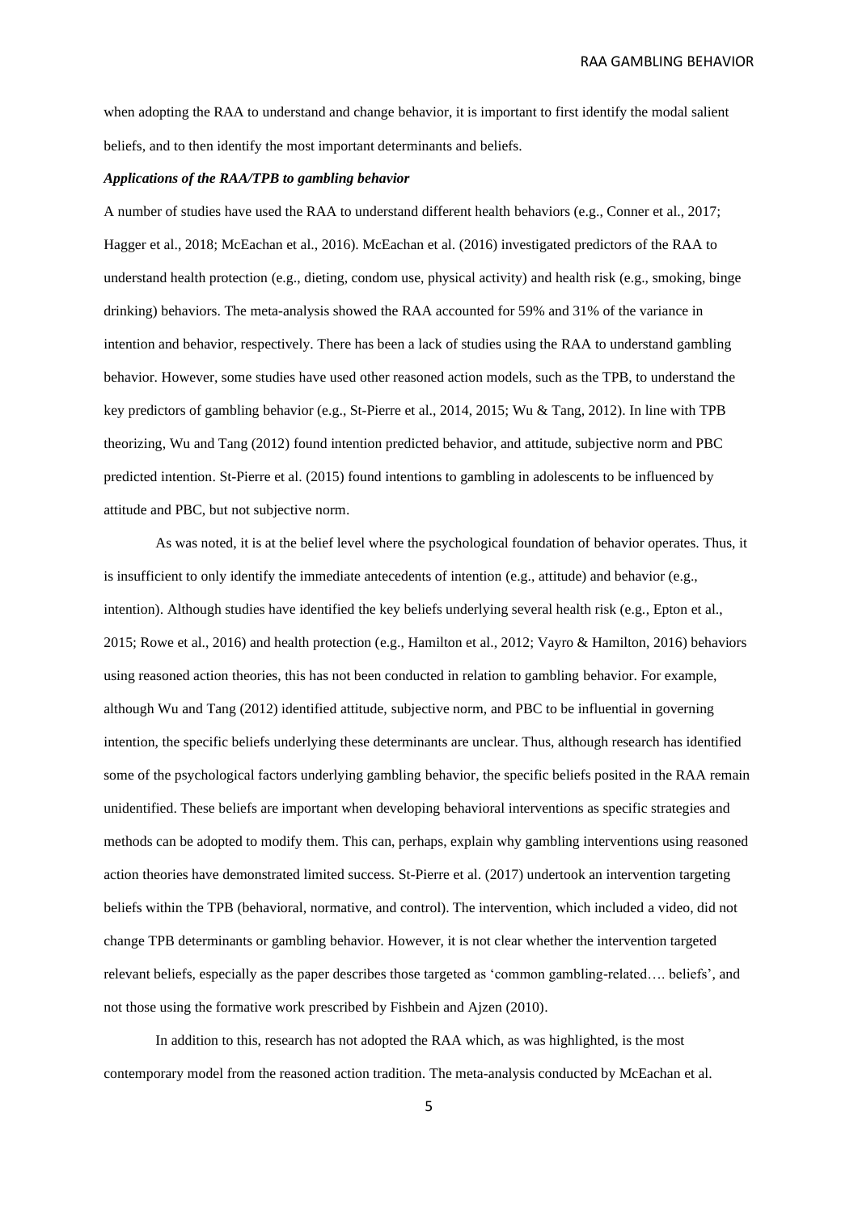when adopting the RAA to understand and change behavior, it is important to first identify the modal salient beliefs, and to then identify the most important determinants and beliefs.

***Applications of the RAA/TPB to gambling behavior***

A number of studies have used the RAA to understand different health behaviors (e.g., Conner et al., 2017; Hagger et al., 2018; McEachan et al., 2016). McEachan et al. (2016) investigated predictors of the RAA to understand health protection (e.g., dieting, condom use, physical activity) and health risk (e.g., smoking, binge drinking) behaviors. The meta-analysis showed the RAA accounted for 59% and 31% of the variance in intention and behavior, respectively. There has been a lack of studies using the RAA to understand gambling behavior. However, some studies have used other reasoned action models, such as the TPB, to understand the key predictors of gambling behavior (e.g., St-Pierre et al., 2014, 2015; Wu & Tang, 2012). In line with TPB theorizing, Wu and Tang (2012) found intention predicted behavior, and attitude, subjective norm and PBC predicted intention. St-Pierre et al. (2015) found intentions to gambling in adolescents to be influenced by attitude and PBC, but not subjective norm.

As was noted, it is at the belief level where the psychological foundation of behavior operates. Thus, it is insufficient to only identify the immediate antecedents of intention (e.g., attitude) and behavior (e.g., intention). Although studies have identified the key beliefs underlying several health risk (e.g., Epton et al., 2015; Rowe et al., 2016) and health protection (e.g., Hamilton et al., 2012; Vayro & Hamilton, 2016) behaviors using reasoned action theories, this has not been conducted in relation to gambling behavior. For example, although Wu and Tang (2012) identified attitude, subjective norm, and PBC to be influential in governing intention, the specific beliefs underlying these determinants are unclear. Thus, although research has identified some of the psychological factors underlying gambling behavior, the specific beliefs posited in the RAA remain unidentified. These beliefs are important when developing behavioral interventions as specific strategies and methods can be adopted to modify them. This can, perhaps, explain why gambling interventions using reasoned action theories have demonstrated limited success. St-Pierre et al. (2017) undertook an intervention targeting beliefs within the TPB (behavioral, normative, and control). The intervention, which included a video, did not change TPB determinants or gambling behavior. However, it is not clear whether the intervention targeted relevant beliefs, especially as the paper describes those targeted as 'common gambling-related…. beliefs', and not those using the formative work prescribed by Fishbein and Ajzen (2010).

In addition to this, research has not adopted the RAA which, as was highlighted, is the most contemporary model from the reasoned action tradition. The meta-analysis conducted by McEachan et al.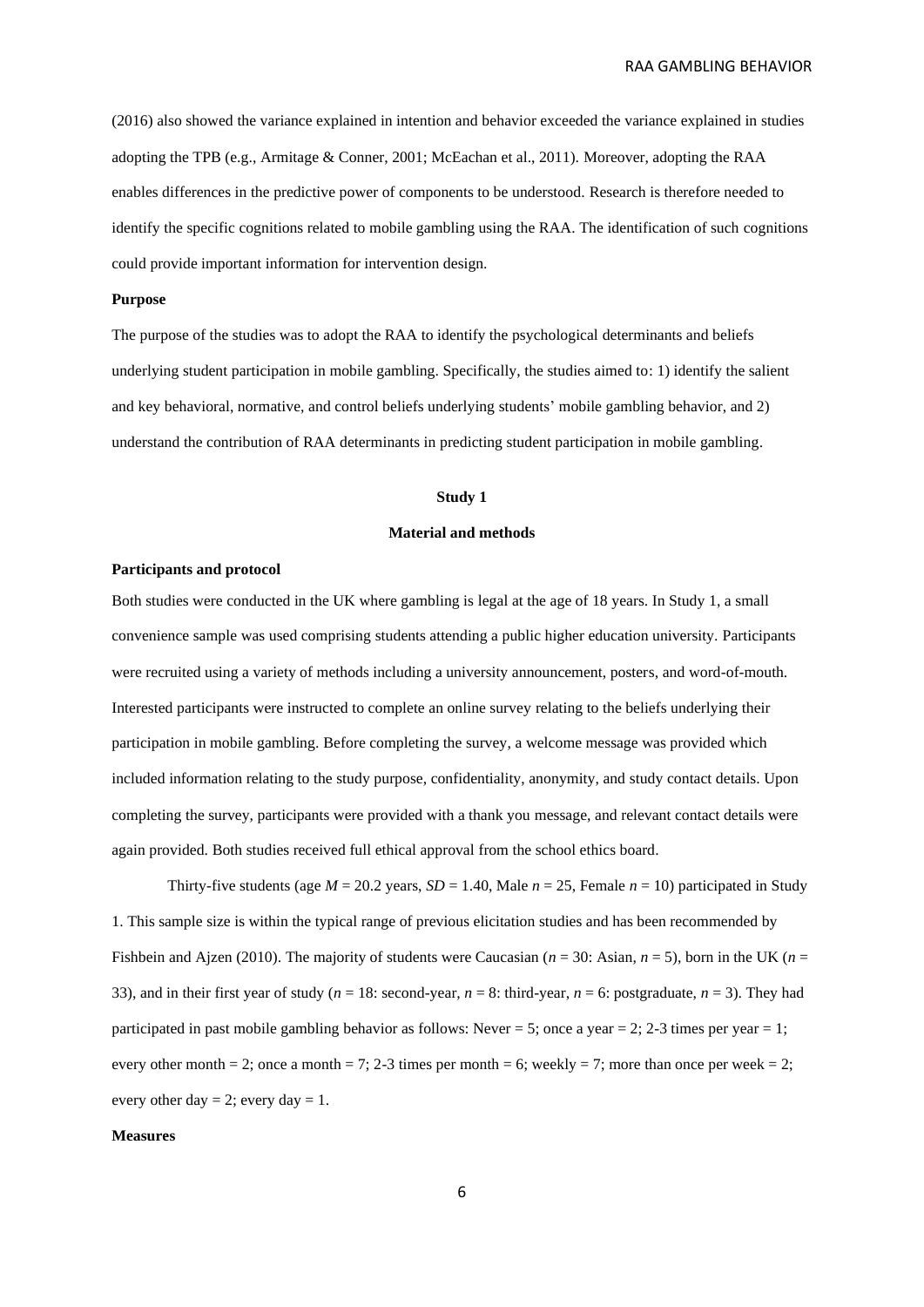(2016) also showed the variance explained in intention and behavior exceeded the variance explained in studies adopting the TPB (e.g., Armitage & Conner, 2001; McEachan et al., 2011). Moreover, adopting the RAA enables differences in the predictive power of components to be understood. Research is therefore needed to identify the specific cognitions related to mobile gambling using the RAA. The identification of such cognitions could provide important information for intervention design.

**Purpose**

The purpose of the studies was to adopt the RAA to identify the psychological determinants and beliefs underlying student participation in mobile gambling. Specifically, the studies aimed to: 1) identify the salient and key behavioral, normative, and control beliefs underlying students' mobile gambling behavior, and 2) understand the contribution of RAA determinants in predicting student participation in mobile gambling.

## Study 1

### Material and methods

**Participants and protocol**

Both studies were conducted in the UK where gambling is legal at the age of 18 years. In Study 1, a small convenience sample was used comprising students attending a public higher education university. Participants were recruited using a variety of methods including a university announcement, posters, and word-of-mouth. Interested participants were instructed to complete an online survey relating to the beliefs underlying their participation in mobile gambling. Before completing the survey, a welcome message was provided which included information relating to the study purpose, confidentiality, anonymity, and study contact details. Upon completing the survey, participants were provided with a thank you message, and relevant contact details were again provided. Both studies received full ethical approval from the school ethics board.

Thirty-five students (age $M$ = 20.2 years, $SD$ = 1.40, Male $n$ = 25, Female $n$ = 10) participated in Study 1. This sample size is within the typical range of previous elicitation studies and has been recommended by Fishbein and Ajzen (2010). The majority of students were Caucasian ($n$ = 30: Asian, $n$ = 5), born in the UK ($n$ = 33), and in their first year of study ($n$ = 18: second-year, $n$ = 8: third-year, $n$ = 6: postgraduate, $n$ = 3). They had participated in past mobile gambling behavior as follows: Never = 5; once a year = 2; 2-3 times per year = 1; every other month = 2; once a month = 7; 2-3 times per month = 6; weekly = 7; more than once per week = 2; every other day = 2; every day = 1.

**Measures**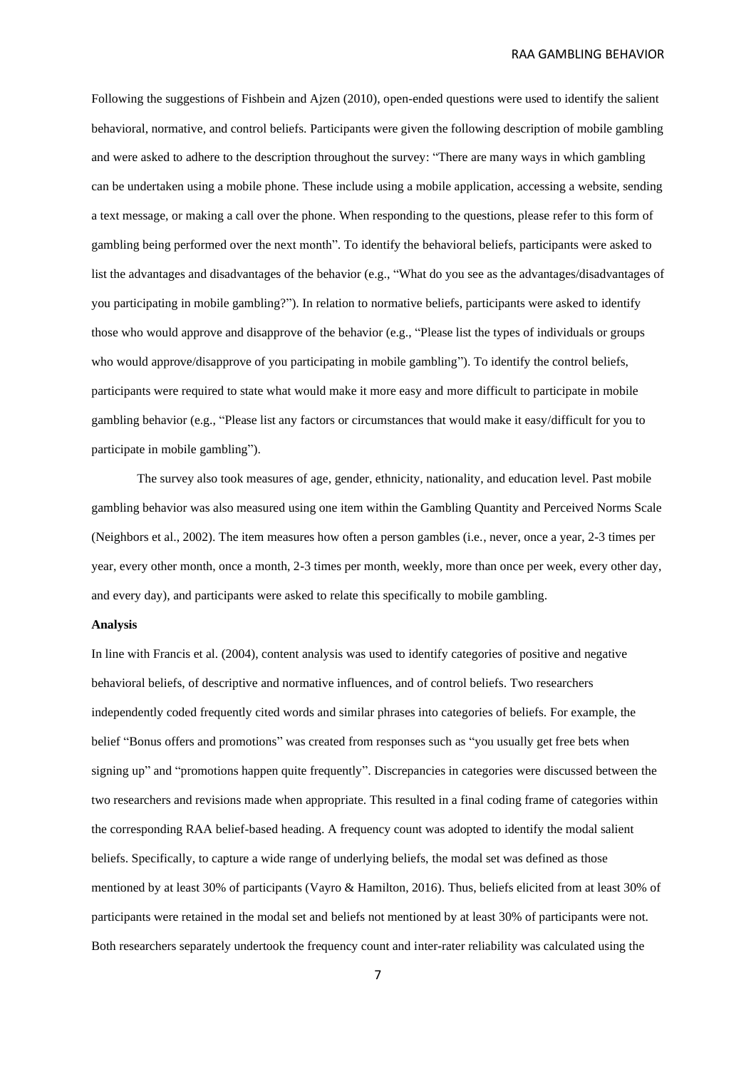Following the suggestions of Fishbein and Ajzen (2010), open-ended questions were used to identify the salient behavioral, normative, and control beliefs. Participants were given the following description of mobile gambling and were asked to adhere to the description throughout the survey: "There are many ways in which gambling can be undertaken using a mobile phone. These include using a mobile application, accessing a website, sending a text message, or making a call over the phone. When responding to the questions, please refer to this form of gambling being performed over the next month". To identify the behavioral beliefs, participants were asked to list the advantages and disadvantages of the behavior (e.g., "What do you see as the advantages/disadvantages of you participating in mobile gambling?"). In relation to normative beliefs, participants were asked to identify those who would approve and disapprove of the behavior (e.g., "Please list the types of individuals or groups who would approve/disapprove of you participating in mobile gambling"). To identify the control beliefs, participants were required to state what would make it more easy and more difficult to participate in mobile gambling behavior (e.g., "Please list any factors or circumstances that would make it easy/difficult for you to participate in mobile gambling").

The survey also took measures of age, gender, ethnicity, nationality, and education level. Past mobile gambling behavior was also measured using one item within the Gambling Quantity and Perceived Norms Scale (Neighbors et al., 2002). The item measures how often a person gambles (i.e., never, once a year, 2-3 times per year, every other month, once a month, 2-3 times per month, weekly, more than once per week, every other day, and every day), and participants were asked to relate this specifically to mobile gambling.

**Analysis**

In line with Francis et al. (2004), content analysis was used to identify categories of positive and negative behavioral beliefs, of descriptive and normative influences, and of control beliefs. Two researchers independently coded frequently cited words and similar phrases into categories of beliefs. For example, the belief "Bonus offers and promotions" was created from responses such as "you usually get free bets when signing up" and "promotions happen quite frequently". Discrepancies in categories were discussed between the two researchers and revisions made when appropriate. This resulted in a final coding frame of categories within the corresponding RAA belief-based heading. A frequency count was adopted to identify the modal salient beliefs. Specifically, to capture a wide range of underlying beliefs, the modal set was defined as those mentioned by at least 30% of participants (Vayro & Hamilton, 2016). Thus, beliefs elicited from at least 30% of participants were retained in the modal set and beliefs not mentioned by at least 30% of participants were not. Both researchers separately undertook the frequency count and inter-rater reliability was calculated using the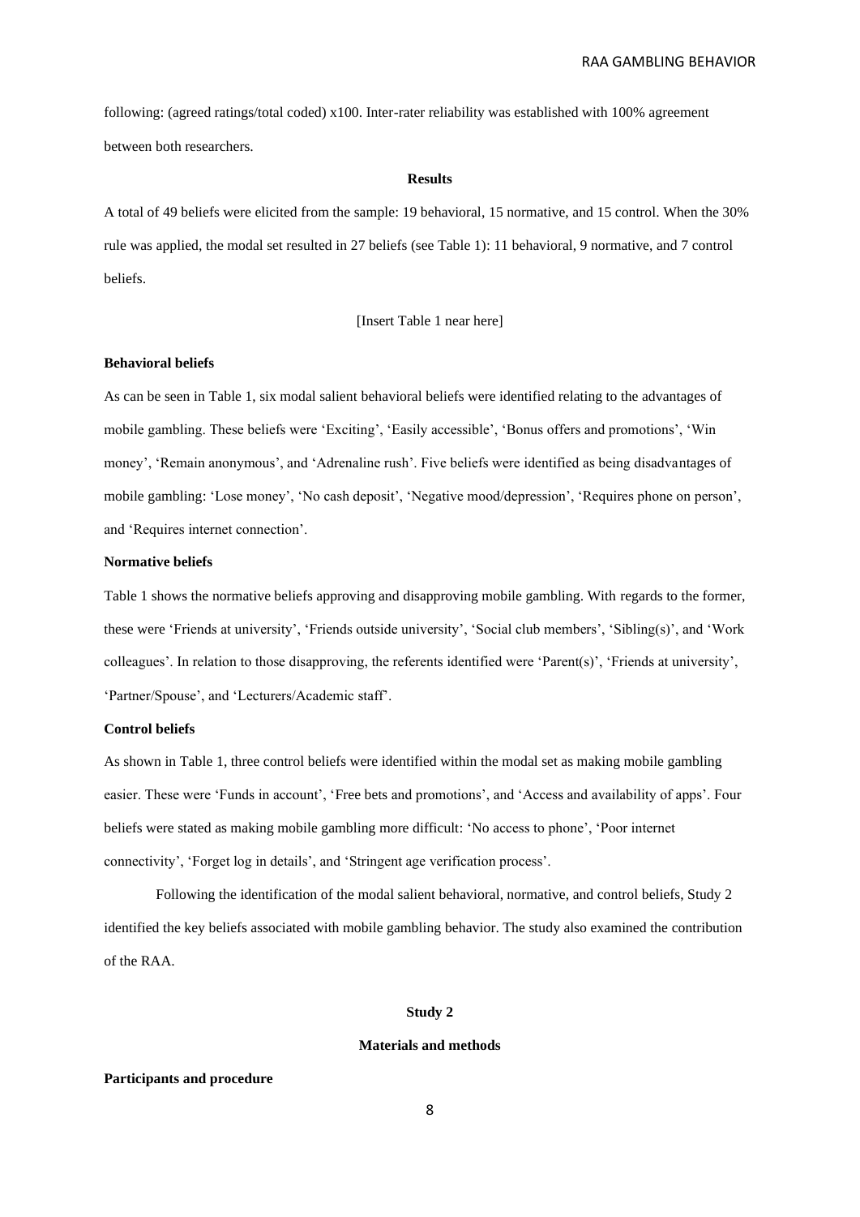following: (agreed ratings/total coded) x100. Inter-rater reliability was established with 100% agreement between both researchers.

## Results

A total of 49 beliefs were elicited from the sample: 19 behavioral, 15 normative, and 15 control. When the 30% rule was applied, the modal set resulted in 27 beliefs (see Table 1): 11 behavioral, 9 normative, and 7 control beliefs.

[Insert Table 1 near here]

### Behavioral beliefs

As can be seen in Table 1, six modal salient behavioral beliefs were identified relating to the advantages of mobile gambling. These beliefs were 'Exciting', 'Easily accessible', 'Bonus offers and promotions', 'Win money', 'Remain anonymous', and 'Adrenaline rush'. Five beliefs were identified as being disadvantages of mobile gambling: 'Lose money', 'No cash deposit', 'Negative mood/depression', 'Requires phone on person', and 'Requires internet connection'.

### Normative beliefs

Table 1 shows the normative beliefs approving and disapproving mobile gambling. With regards to the former, these were 'Friends at university', 'Friends outside university', 'Social club members', 'Sibling(s)', and 'Work colleagues'. In relation to those disapproving, the referents identified were 'Parent(s)', 'Friends at university', 'Partner/Spouse', and 'Lecturers/Academic staff'.

### Control beliefs

As shown in Table 1, three control beliefs were identified within the modal set as making mobile gambling easier. These were 'Funds in account', 'Free bets and promotions', and 'Access and availability of apps'. Four beliefs were stated as making mobile gambling more difficult: 'No access to phone', 'Poor internet connectivity', 'Forget log in details', and 'Stringent age verification process'.

Following the identification of the modal salient behavioral, normative, and control beliefs, Study 2 identified the key beliefs associated with mobile gambling behavior. The study also examined the contribution of the RAA.

## Study 2

## Materials and methods

### Participants and procedure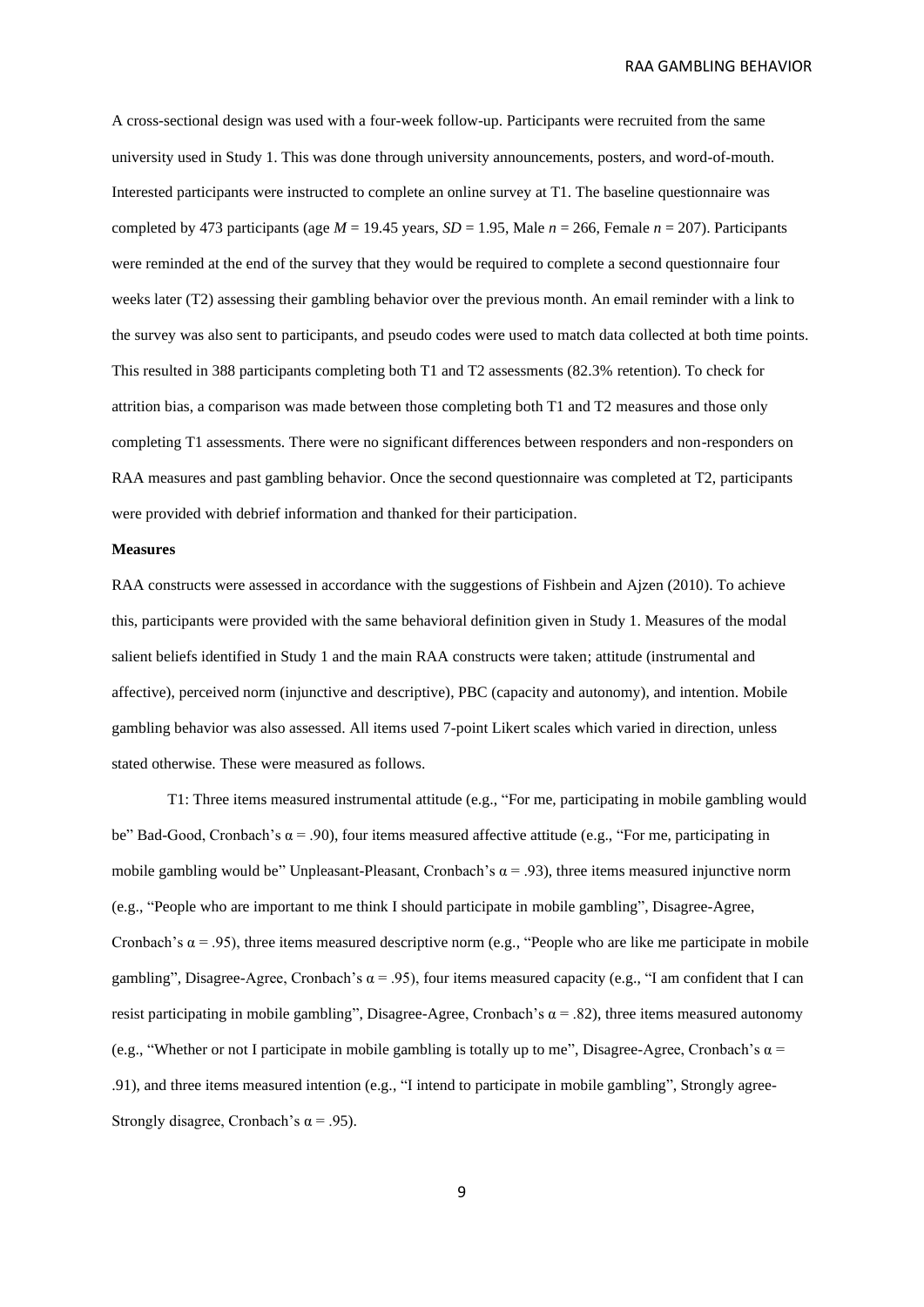A cross-sectional design was used with a four-week follow-up. Participants were recruited from the same university used in Study 1. This was done through university announcements, posters, and word-of-mouth. Interested participants were instructed to complete an online survey at T1. The baseline questionnaire was completed by 473 participants (age $M = 19.45$ years, $SD = 1.95$, Male $n = 266$, Female $n = 207$). Participants were reminded at the end of the survey that they would be required to complete a second questionnaire four weeks later (T2) assessing their gambling behavior over the previous month. An email reminder with a link to the survey was also sent to participants, and pseudo codes were used to match data collected at both time points. This resulted in 388 participants completing both T1 and T2 assessments (82.3% retention). To check for attrition bias, a comparison was made between those completing both T1 and T2 measures and those only completing T1 assessments. There were no significant differences between responders and non-responders on RAA measures and past gambling behavior. Once the second questionnaire was completed at T2, participants were provided with debrief information and thanked for their participation.

**Measures**

RAA constructs were assessed in accordance with the suggestions of Fishbein and Ajzen (2010). To achieve this, participants were provided with the same behavioral definition given in Study 1. Measures of the modal salient beliefs identified in Study 1 and the main RAA constructs were taken; attitude (instrumental and affective), perceived norm (injunctive and descriptive), PBC (capacity and autonomy), and intention. Mobile gambling behavior was also assessed. All items used 7-point Likert scales which varied in direction, unless stated otherwise. These were measured as follows.

T1: Three items measured instrumental attitude (e.g., "For me, participating in mobile gambling would be" Bad-Good, Cronbach's $\alpha = .90$), four items measured affective attitude (e.g., "For me, participating in mobile gambling would be" Unpleasant-Pleasant, Cronbach's $\alpha = .93$), three items measured injunctive norm (e.g., "People who are important to me think I should participate in mobile gambling", Disagree-Agree, Cronbach's $\alpha = .95$), three items measured descriptive norm (e.g., "People who are like me participate in mobile gambling", Disagree-Agree, Cronbach's $\alpha = .95$), four items measured capacity (e.g., "I am confident that I can resist participating in mobile gambling", Disagree-Agree, Cronbach's $\alpha = .82$), three items measured autonomy (e.g., "Whether or not I participate in mobile gambling is totally up to me", Disagree-Agree, Cronbach's $\alpha = .91$), and three items measured intention (e.g., "I intend to participate in mobile gambling", Strongly agree-Strongly disagree, Cronbach's $\alpha = .95$).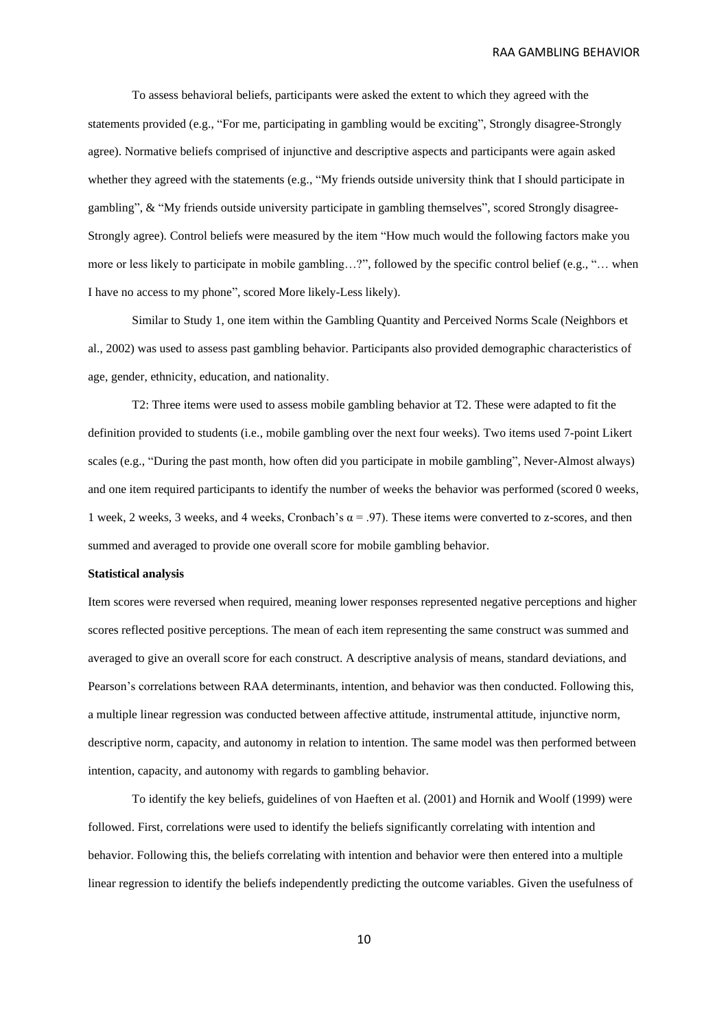To assess behavioral beliefs, participants were asked the extent to which they agreed with the statements provided (e.g., "For me, participating in gambling would be exciting", Strongly disagree-Strongly agree). Normative beliefs comprised of injunctive and descriptive aspects and participants were again asked whether they agreed with the statements (e.g., "My friends outside university think that I should participate in gambling", & "My friends outside university participate in gambling themselves", scored Strongly disagree-Strongly agree). Control beliefs were measured by the item "How much would the following factors make you more or less likely to participate in mobile gambling…?", followed by the specific control belief (e.g., "… when I have no access to my phone", scored More likely-Less likely).

Similar to Study 1, one item within the Gambling Quantity and Perceived Norms Scale (Neighbors et al., 2002) was used to assess past gambling behavior. Participants also provided demographic characteristics of age, gender, ethnicity, education, and nationality.

T2: Three items were used to assess mobile gambling behavior at T2. These were adapted to fit the definition provided to students (i.e., mobile gambling over the next four weeks). Two items used 7-point Likert scales (e.g., "During the past month, how often did you participate in mobile gambling", Never-Almost always) and one item required participants to identify the number of weeks the behavior was performed (scored 0 weeks, 1 week, 2 weeks, 3 weeks, and 4 weeks, Cronbach's $\alpha = .97$). These items were converted to z-scores, and then summed and averaged to provide one overall score for mobile gambling behavior.

**Statistical analysis**

Item scores were reversed when required, meaning lower responses represented negative perceptions and higher scores reflected positive perceptions. The mean of each item representing the same construct was summed and averaged to give an overall score for each construct. A descriptive analysis of means, standard deviations, and Pearson's correlations between RAA determinants, intention, and behavior was then conducted. Following this, a multiple linear regression was conducted between affective attitude, instrumental attitude, injunctive norm, descriptive norm, capacity, and autonomy in relation to intention. The same model was then performed between intention, capacity, and autonomy with regards to gambling behavior.

To identify the key beliefs, guidelines of von Haeften et al. (2001) and Hornik and Woolf (1999) were followed. First, correlations were used to identify the beliefs significantly correlating with intention and behavior. Following this, the beliefs correlating with intention and behavior were then entered into a multiple linear regression to identify the beliefs independently predicting the outcome variables. Given the usefulness of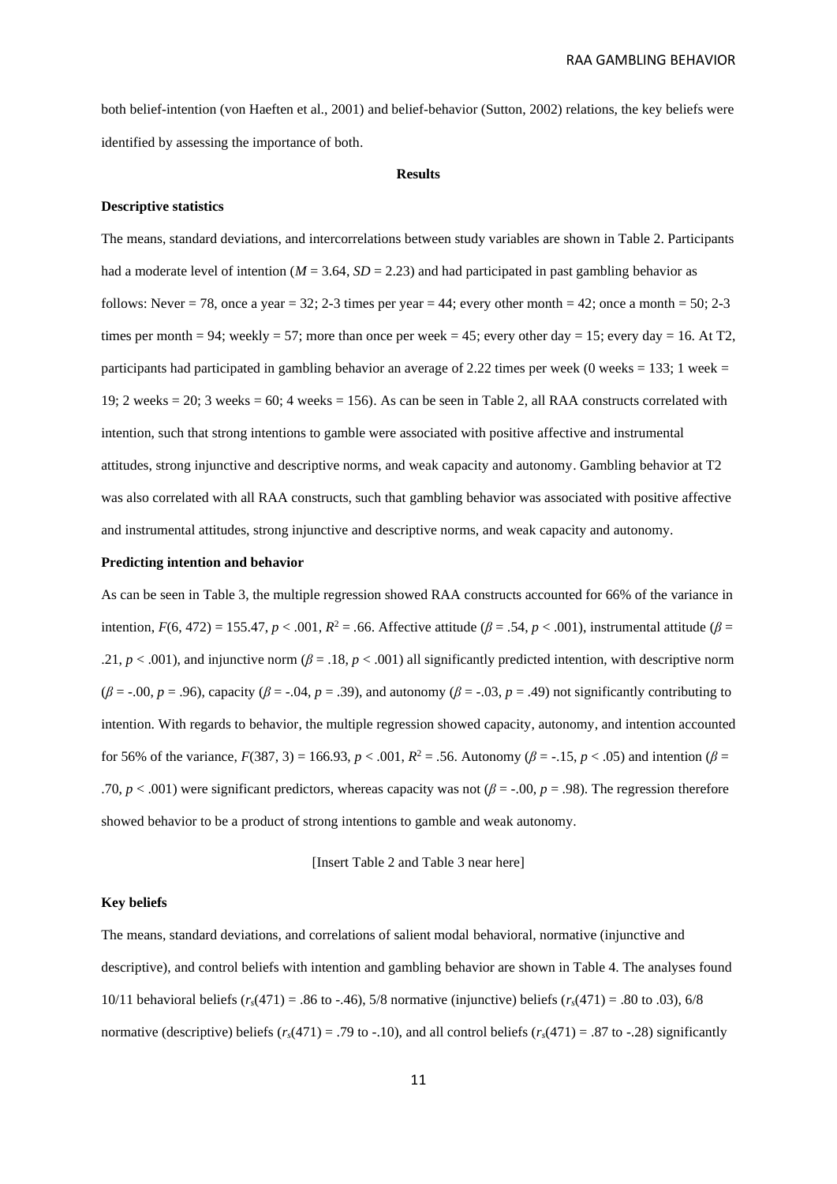both belief-intention (von Haeften et al., 2001) and belief-behavior (Sutton, 2002) relations, the key beliefs were identified by assessing the importance of both.

## Results

### Descriptive statistics

The means, standard deviations, and intercorrelations between study variables are shown in Table 2. Participants had a moderate level of intention ($M$ = 3.64, $SD$ = 2.23) and had participated in past gambling behavior as follows: Never = 78, once a year = 32; 2-3 times per year = 44; every other month = 42; once a month = 50; 2-3 times per month = 94; weekly = 57; more than once per week = 45; every other day = 15; every day = 16. At T2, participants had participated in gambling behavior an average of 2.22 times per week (0 weeks = 133; 1 week = 19; 2 weeks = 20; 3 weeks = 60; 4 weeks = 156). As can be seen in Table 2, all RAA constructs correlated with intention, such that strong intentions to gamble were associated with positive affective and instrumental attitudes, strong injunctive and descriptive norms, and weak capacity and autonomy. Gambling behavior at T2 was also correlated with all RAA constructs, such that gambling behavior was associated with positive affective and instrumental attitudes, strong injunctive and descriptive norms, and weak capacity and autonomy.

### Predicting intention and behavior

As can be seen in Table 3, the multiple regression showed RAA constructs accounted for 66% of the variance in intention, $F(6, 472) = 155.47$, $p < .001$, $R^2 = .66$. Affective attitude ($\beta = .54$, $p < .001$), instrumental attitude ($\beta$ = .21, $p < .001$), and injunctive norm ($\beta = .18$, $p < .001$) all significantly predicted intention, with descriptive norm ($\beta = -.00$, $p = .96$), capacity ($\beta = -.04$, $p = .39$), and autonomy ($\beta = -.03$, $p = .49$) not significantly contributing to intention. With regards to behavior, the multiple regression showed capacity, autonomy, and intention accounted for 56% of the variance, $F(387, 3) = 166.93$, $p < .001$, $R^2 = .56$. Autonomy ($\beta = -.15$, $p < .05$) and intention ($\beta$ = .70, $p < .001$) were significant predictors, whereas capacity was not ($\beta = -.00$, $p = .98$). The regression therefore showed behavior to be a product of strong intentions to gamble and weak autonomy.

[Insert Table 2 and Table 3 near here]

### Key beliefs

The means, standard deviations, and correlations of salient modal behavioral, normative (injunctive and descriptive), and control beliefs with intention and gambling behavior are shown in Table 4. The analyses found 10/11 behavioral beliefs ($r_s(471) = .86$ to $-.46$), 5/8 normative (injunctive) beliefs ($r_s(471) = .80$ to $.03$), 6/8 normative (descriptive) beliefs ($r_s(471) = .79$ to $-.10$), and all control beliefs ($r_s(471) = .87$ to $-.28$) significantly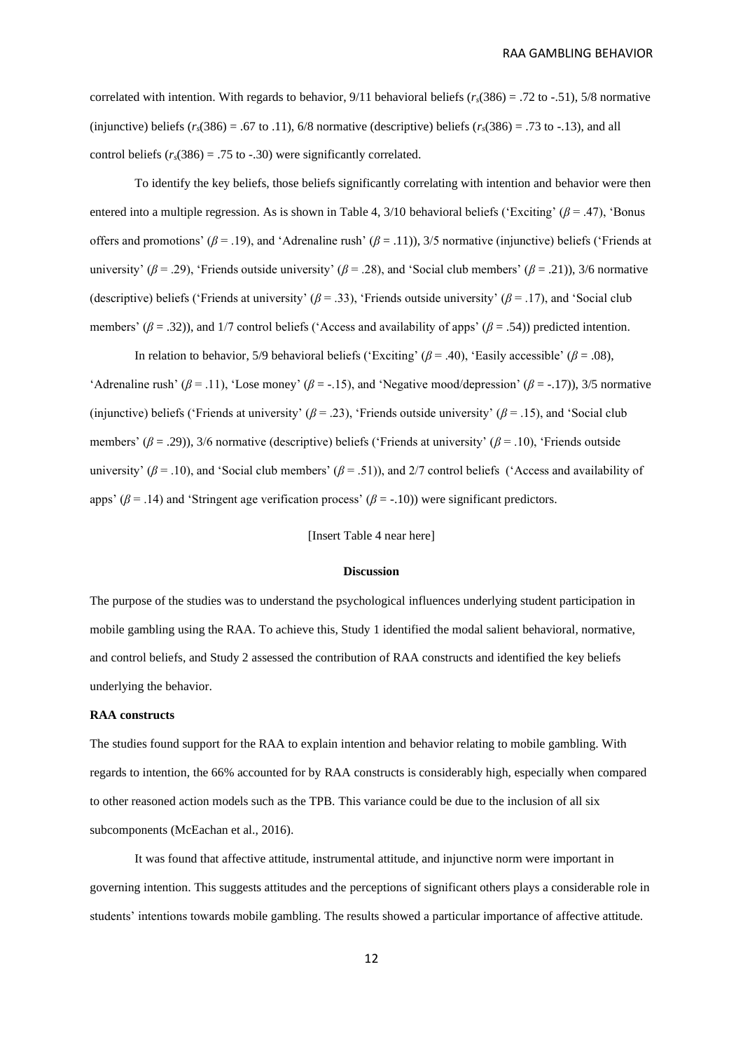correlated with intention. With regards to behavior, 9/11 behavioral beliefs ($r_s(386) = .72$ to $-.51$), 5/8 normative (injunctive) beliefs ($r_s(386) = .67$ to $.11$), 6/8 normative (descriptive) beliefs ($r_s(386) = .73$ to $-.13$), and all control beliefs ($r_s(386) = .75$ to $-.30$) were significantly correlated.

To identify the key beliefs, those beliefs significantly correlating with intention and behavior were then entered into a multiple regression. As is shown in Table 4, 3/10 behavioral beliefs ('Exciting' ($\beta = .47$), 'Bonus offers and promotions' ($\beta = .19$), and 'Adrenaline rush' ($\beta = .11$)), 3/5 normative (injunctive) beliefs ('Friends at university' ($\beta = .29$), 'Friends outside university' ($\beta = .28$), and 'Social club members' ($\beta = .21$)), 3/6 normative (descriptive) beliefs ('Friends at university' ($\beta = .33$), 'Friends outside university' ($\beta = .17$), and 'Social club members' ($\beta = .32$)), and 1/7 control beliefs ('Access and availability of apps' ($\beta = .54$)) predicted intention.

In relation to behavior, 5/9 behavioral beliefs ('Exciting' ($\beta = .40$), 'Easily accessible' ($\beta = .08$), 'Adrenaline rush' ($\beta = .11$), 'Lose money' ($\beta = -.15$), and 'Negative mood/depression' ($\beta = -.17$)), 3/5 normative (injunctive) beliefs ('Friends at university' ($\beta = .23$), 'Friends outside university' ($\beta = .15$), and 'Social club members' ($\beta = .29$)), 3/6 normative (descriptive) beliefs ('Friends at university' ($\beta = .10$), 'Friends outside university' ($\beta = .10$), and 'Social club members' ($\beta = .51$)), and 2/7 control beliefs ('Access and availability of apps' ($\beta = .14$) and 'Stringent age verification process' ($\beta = -.10$)) were significant predictors.

[Insert Table 4 near here]

## Discussion

The purpose of the studies was to understand the psychological influences underlying student participation in mobile gambling using the RAA. To achieve this, Study 1 identified the modal salient behavioral, normative, and control beliefs, and Study 2 assessed the contribution of RAA constructs and identified the key beliefs underlying the behavior.

### RAA constructs

The studies found support for the RAA to explain intention and behavior relating to mobile gambling. With regards to intention, the 66% accounted for by RAA constructs is considerably high, especially when compared to other reasoned action models such as the TPB. This variance could be due to the inclusion of all six subcomponents (McEachan et al., 2016).

It was found that affective attitude, instrumental attitude, and injunctive norm were important in governing intention. This suggests attitudes and the perceptions of significant others plays a considerable role in students' intentions towards mobile gambling. The results showed a particular importance of affective attitude.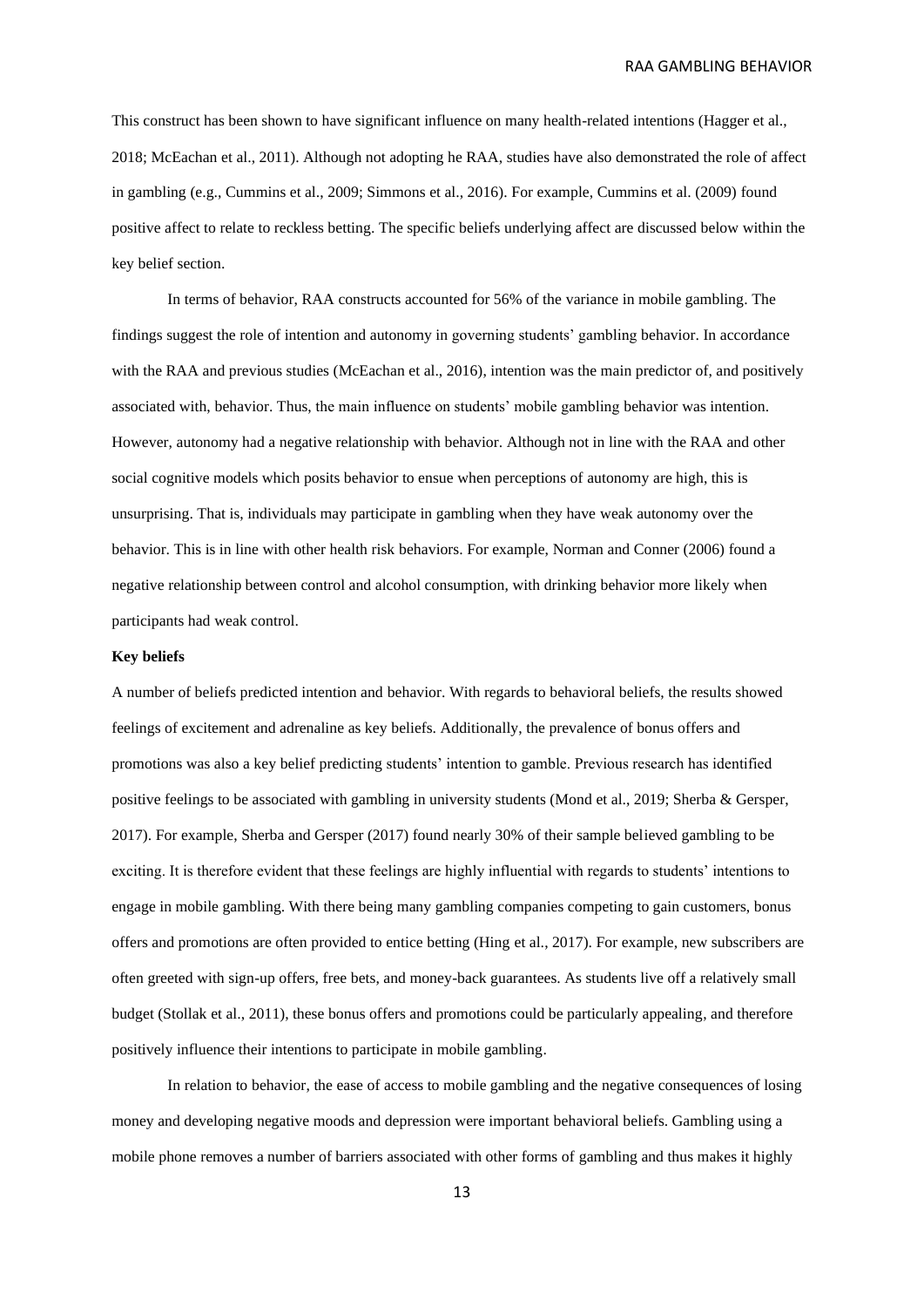This construct has been shown to have significant influence on many health-related intentions (Hagger et al., 2018; McEachan et al., 2011). Although not adopting he RAA, studies have also demonstrated the role of affect in gambling (e.g., Cummins et al., 2009; Simmons et al., 2016). For example, Cummins et al. (2009) found positive affect to relate to reckless betting. The specific beliefs underlying affect are discussed below within the key belief section.

In terms of behavior, RAA constructs accounted for 56% of the variance in mobile gambling. The findings suggest the role of intention and autonomy in governing students' gambling behavior. In accordance with the RAA and previous studies (McEachan et al., 2016), intention was the main predictor of, and positively associated with, behavior. Thus, the main influence on students' mobile gambling behavior was intention. However, autonomy had a negative relationship with behavior. Although not in line with the RAA and other social cognitive models which posits behavior to ensue when perceptions of autonomy are high, this is unsurprising. That is, individuals may participate in gambling when they have weak autonomy over the behavior. This is in line with other health risk behaviors. For example, Norman and Conner (2006) found a negative relationship between control and alcohol consumption, with drinking behavior more likely when participants had weak control.

**Key beliefs**

A number of beliefs predicted intention and behavior. With regards to behavioral beliefs, the results showed feelings of excitement and adrenaline as key beliefs. Additionally, the prevalence of bonus offers and promotions was also a key belief predicting students' intention to gamble. Previous research has identified positive feelings to be associated with gambling in university students (Mond et al., 2019; Sherba & Gersper, 2017). For example, Sherba and Gersper (2017) found nearly 30% of their sample believed gambling to be exciting. It is therefore evident that these feelings are highly influential with regards to students' intentions to engage in mobile gambling. With there being many gambling companies competing to gain customers, bonus offers and promotions are often provided to entice betting (Hing et al., 2017). For example, new subscribers are often greeted with sign-up offers, free bets, and money-back guarantees. As students live off a relatively small budget (Stollak et al., 2011), these bonus offers and promotions could be particularly appealing, and therefore positively influence their intentions to participate in mobile gambling.

In relation to behavior, the ease of access to mobile gambling and the negative consequences of losing money and developing negative moods and depression were important behavioral beliefs. Gambling using a mobile phone removes a number of barriers associated with other forms of gambling and thus makes it highly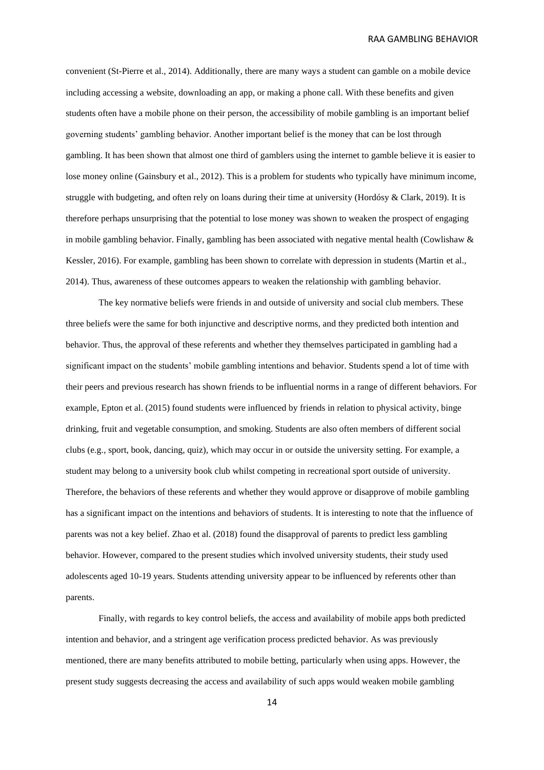convenient (St-Pierre et al., 2014). Additionally, there are many ways a student can gamble on a mobile device including accessing a website, downloading an app, or making a phone call. With these benefits and given students often have a mobile phone on their person, the accessibility of mobile gambling is an important belief governing students' gambling behavior. Another important belief is the money that can be lost through gambling. It has been shown that almost one third of gamblers using the internet to gamble believe it is easier to lose money online (Gainsbury et al., 2012). This is a problem for students who typically have minimum income, struggle with budgeting, and often rely on loans during their time at university (Hordósy & Clark, 2019). It is therefore perhaps unsurprising that the potential to lose money was shown to weaken the prospect of engaging in mobile gambling behavior. Finally, gambling has been associated with negative mental health (Cowlishaw & Kessler, 2016). For example, gambling has been shown to correlate with depression in students (Martin et al., 2014). Thus, awareness of these outcomes appears to weaken the relationship with gambling behavior.

The key normative beliefs were friends in and outside of university and social club members. These three beliefs were the same for both injunctive and descriptive norms, and they predicted both intention and behavior. Thus, the approval of these referents and whether they themselves participated in gambling had a significant impact on the students' mobile gambling intentions and behavior. Students spend a lot of time with their peers and previous research has shown friends to be influential norms in a range of different behaviors. For example, Epton et al. (2015) found students were influenced by friends in relation to physical activity, binge drinking, fruit and vegetable consumption, and smoking. Students are also often members of different social clubs (e.g., sport, book, dancing, quiz), which may occur in or outside the university setting. For example, a student may belong to a university book club whilst competing in recreational sport outside of university. Therefore, the behaviors of these referents and whether they would approve or disapprove of mobile gambling has a significant impact on the intentions and behaviors of students. It is interesting to note that the influence of parents was not a key belief. Zhao et al. (2018) found the disapproval of parents to predict less gambling behavior. However, compared to the present studies which involved university students, their study used adolescents aged 10-19 years. Students attending university appear to be influenced by referents other than parents.

Finally, with regards to key control beliefs, the access and availability of mobile apps both predicted intention and behavior, and a stringent age verification process predicted behavior. As was previously mentioned, there are many benefits attributed to mobile betting, particularly when using apps. However, the present study suggests decreasing the access and availability of such apps would weaken mobile gambling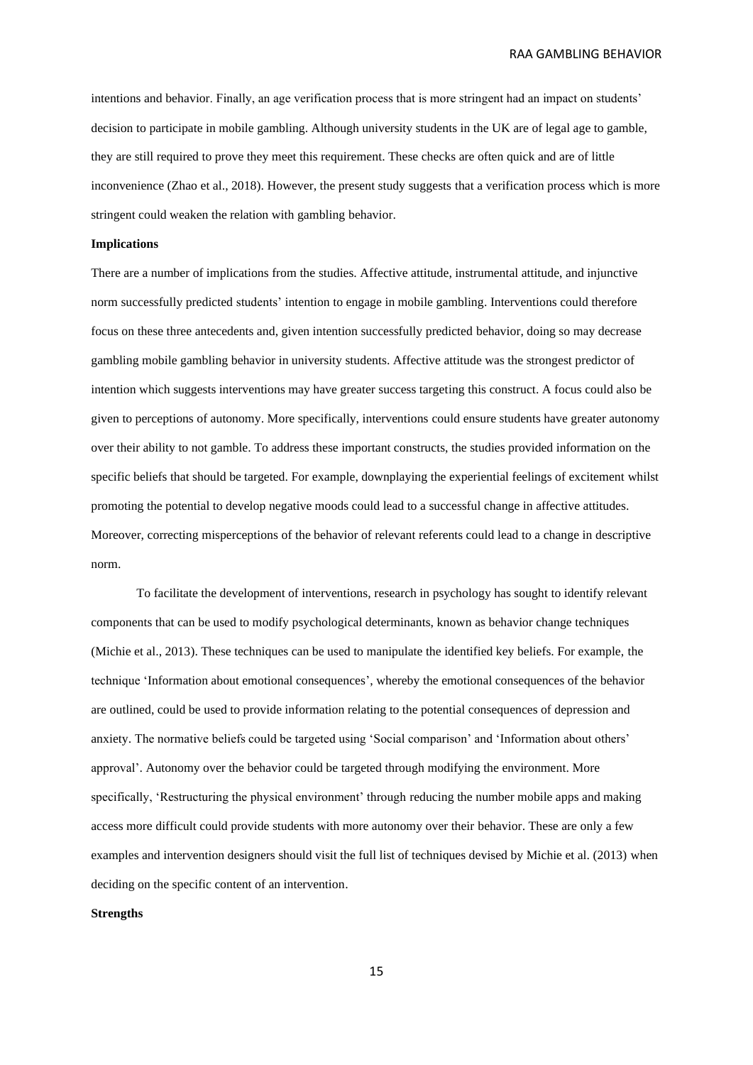intentions and behavior. Finally, an age verification process that is more stringent had an impact on students' decision to participate in mobile gambling. Although university students in the UK are of legal age to gamble, they are still required to prove they meet this requirement. These checks are often quick and are of little inconvenience (Zhao et al., 2018). However, the present study suggests that a verification process which is more stringent could weaken the relation with gambling behavior.

**Implications**

There are a number of implications from the studies. Affective attitude, instrumental attitude, and injunctive norm successfully predicted students' intention to engage in mobile gambling. Interventions could therefore focus on these three antecedents and, given intention successfully predicted behavior, doing so may decrease gambling mobile gambling behavior in university students. Affective attitude was the strongest predictor of intention which suggests interventions may have greater success targeting this construct. A focus could also be given to perceptions of autonomy. More specifically, interventions could ensure students have greater autonomy over their ability to not gamble. To address these important constructs, the studies provided information on the specific beliefs that should be targeted. For example, downplaying the experiential feelings of excitement whilst promoting the potential to develop negative moods could lead to a successful change in affective attitudes. Moreover, correcting misperceptions of the behavior of relevant referents could lead to a change in descriptive norm.

To facilitate the development of interventions, research in psychology has sought to identify relevant components that can be used to modify psychological determinants, known as behavior change techniques (Michie et al., 2013). These techniques can be used to manipulate the identified key beliefs. For example, the technique 'Information about emotional consequences', whereby the emotional consequences of the behavior are outlined, could be used to provide information relating to the potential consequences of depression and anxiety. The normative beliefs could be targeted using 'Social comparison' and 'Information about others' approval'. Autonomy over the behavior could be targeted through modifying the environment. More specifically, 'Restructuring the physical environment' through reducing the number mobile apps and making access more difficult could provide students with more autonomy over their behavior. These are only a few examples and intervention designers should visit the full list of techniques devised by Michie et al. (2013) when deciding on the specific content of an intervention.

**Strengths**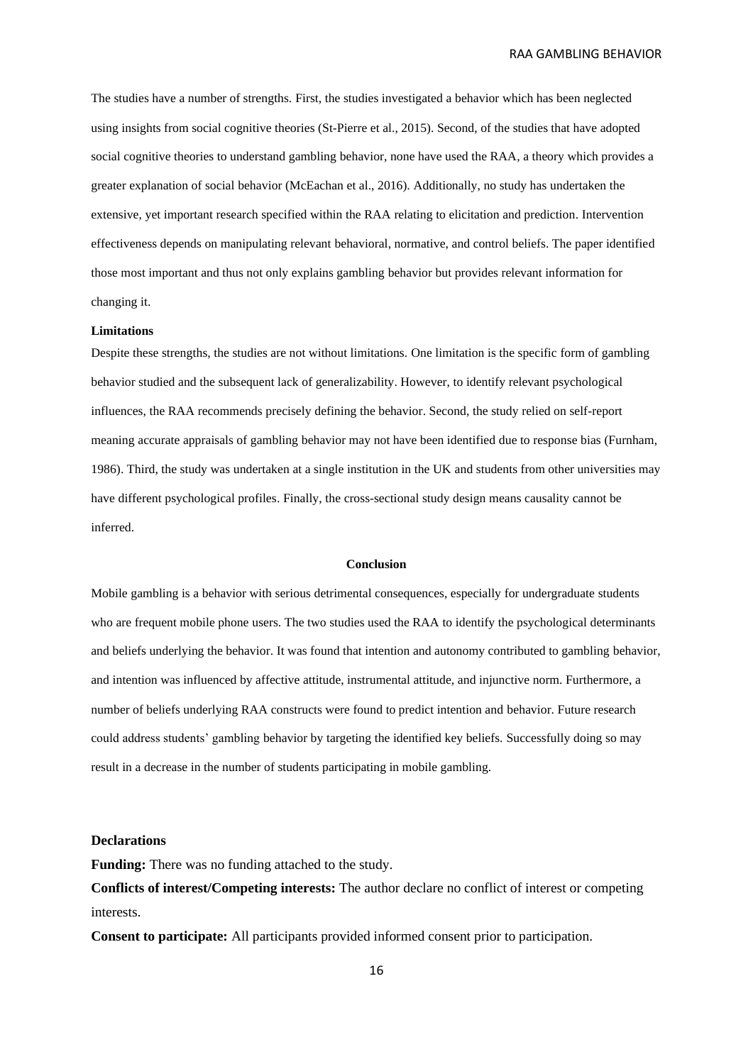The studies have a number of strengths. First, the studies investigated a behavior which has been neglected using insights from social cognitive theories (St-Pierre et al., 2015). Second, of the studies that have adopted social cognitive theories to understand gambling behavior, none have used the RAA, a theory which provides a greater explanation of social behavior (McEachan et al., 2016). Additionally, no study has undertaken the extensive, yet important research specified within the RAA relating to elicitation and prediction. Intervention effectiveness depends on manipulating relevant behavioral, normative, and control beliefs. The paper identified those most important and thus not only explains gambling behavior but provides relevant information for changing it.

**Limitations**

Despite these strengths, the studies are not without limitations. One limitation is the specific form of gambling behavior studied and the subsequent lack of generalizability. However, to identify relevant psychological influences, the RAA recommends precisely defining the behavior. Second, the study relied on self-report meaning accurate appraisals of gambling behavior may not have been identified due to response bias (Furnham, 1986). Third, the study was undertaken at a single institution in the UK and students from other universities may have different psychological profiles. Finally, the cross-sectional study design means causality cannot be inferred.

## Conclusion

Mobile gambling is a behavior with serious detrimental consequences, especially for undergraduate students who are frequent mobile phone users. The two studies used the RAA to identify the psychological determinants and beliefs underlying the behavior. It was found that intention and autonomy contributed to gambling behavior, and intention was influenced by affective attitude, instrumental attitude, and injunctive norm. Furthermore, a number of beliefs underlying RAA constructs were found to predict intention and behavior. Future research could address students' gambling behavior by targeting the identified key beliefs. Successfully doing so may result in a decrease in the number of students participating in mobile gambling.

**Declarations**

**Funding:** There was no funding attached to the study.

**Conflicts of interest/Competing interests:** The author declare no conflict of interest or competing interests.

**Consent to participate:** All participants provided informed consent prior to participation.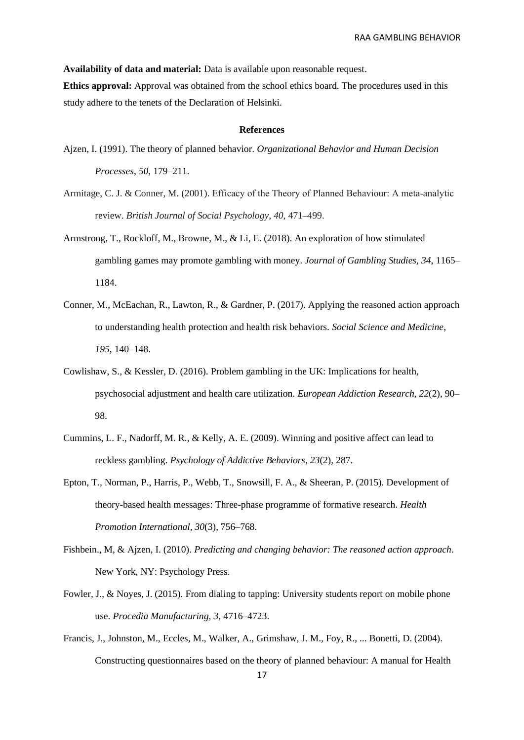**Availability of data and material:** Data is available upon reasonable request.

**Ethics approval:** Approval was obtained from the school ethics board. The procedures used in this study adhere to the tenets of the Declaration of Helsinki.

## References

Ajzen, I. (1991). The theory of planned behavior. *Organizational Behavior and Human Decision Processes*, *50*, 179–211.

Armitage, C. J. & Conner, M. (2001). Efficacy of the Theory of Planned Behaviour: A meta-analytic review. *British Journal of Social Psychology*, *40*, 471–499.

Armstrong, T., Rockloff, M., Browne, M., & Li, E. (2018). An exploration of how stimulated gambling games may promote gambling with money. *Journal of Gambling Studies*, *34*, 1165–1184.

Conner, M., McEachan, R., Lawton, R., & Gardner, P. (2017). Applying the reasoned action approach to understanding health protection and health risk behaviors. *Social Science and Medicine*, *195*, 140–148.

Cowlishaw, S., & Kessler, D. (2016). Problem gambling in the UK: Implications for health, psychosocial adjustment and health care utilization. *European Addiction Research*, *22*(2), 90–98.

Cummins, L. F., Nadorff, M. R., & Kelly, A. E. (2009). Winning and positive affect can lead to reckless gambling. *Psychology of Addictive Behaviors*, *23*(2), 287.

Epton, T., Norman, P., Harris, P., Webb, T., Snowsill, F. A., & Sheeran, P. (2015). Development of theory-based health messages: Three-phase programme of formative research. *Health Promotion International*, *30*(3), 756–768.

Fishbein., M, & Ajzen, I. (2010). *Predicting and changing behavior: The reasoned action approach*. New York, NY: Psychology Press.

Fowler, J., & Noyes, J. (2015). From dialing to tapping: University students report on mobile phone use. *Procedia Manufacturing, 3*, 4716–4723.

Francis, J., Johnston, M., Eccles, M., Walker, A., Grimshaw, J. M., Foy, R., ... Bonetti, D. (2004). Constructing questionnaires based on the theory of planned behaviour: A manual for Health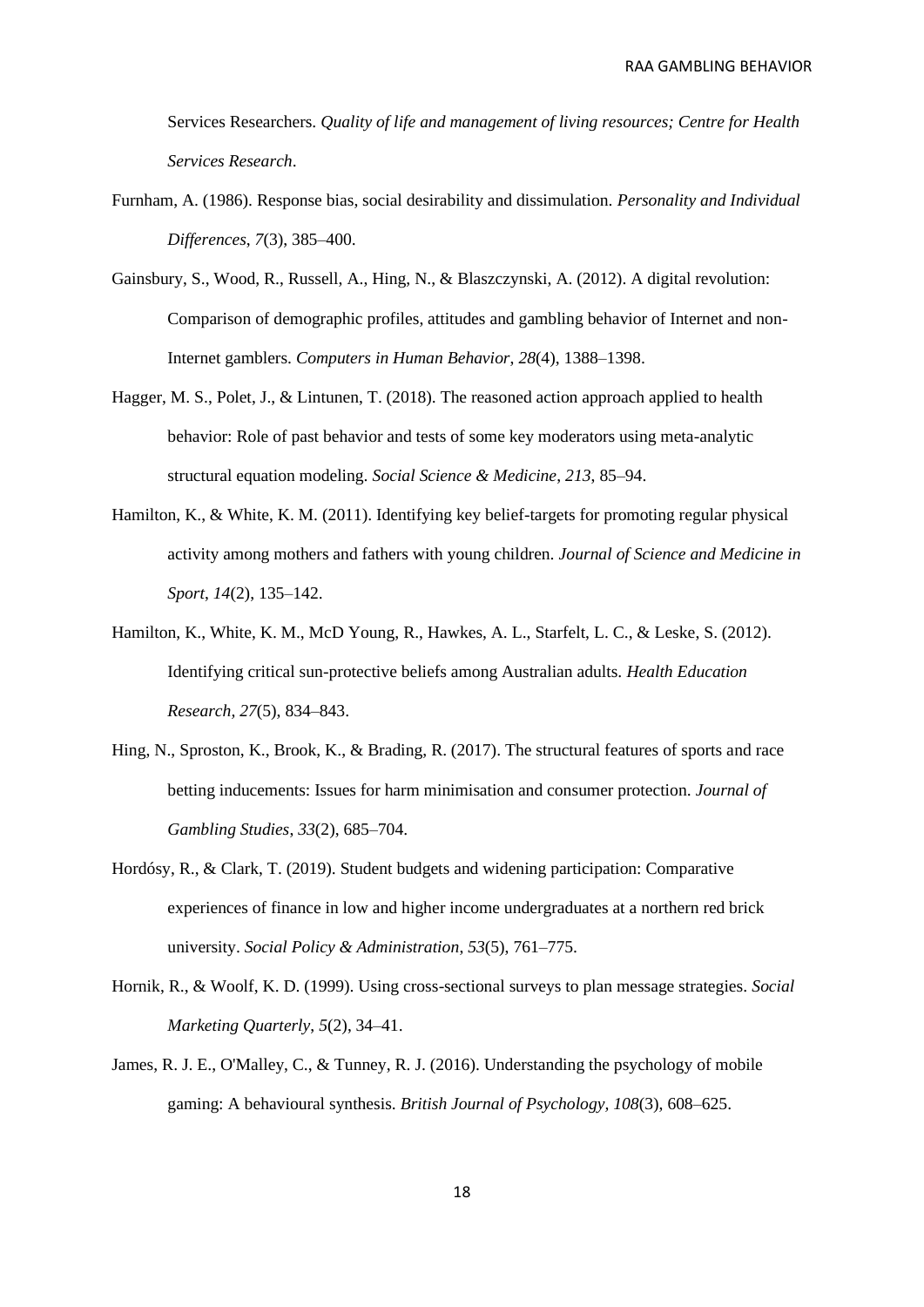Services Researchers. *Quality of life and management of living resources; Centre for Health Services Research*.

Furnham, A. (1986). Response bias, social desirability and dissimulation. *Personality and Individual Differences*, *7*(3), 385–400.

Gainsbury, S., Wood, R., Russell, A., Hing, N., & Blaszczynski, A. (2012). A digital revolution: Comparison of demographic profiles, attitudes and gambling behavior of Internet and non-Internet gamblers. *Computers in Human Behavior*, *28*(4), 1388–1398.

Hagger, M. S., Polet, J., & Lintunen, T. (2018). The reasoned action approach applied to health behavior: Role of past behavior and tests of some key moderators using meta-analytic structural equation modeling. *Social Science & Medicine*, *213*, 85–94.

Hamilton, K., & White, K. M. (2011). Identifying key belief-targets for promoting regular physical activity among mothers and fathers with young children. *Journal of Science and Medicine in Sport*, *14*(2), 135–142.

Hamilton, K., White, K. M., McD Young, R., Hawkes, A. L., Starfelt, L. C., & Leske, S. (2012). Identifying critical sun-protective beliefs among Australian adults. *Health Education Research*, *27*(5), 834–843.

Hing, N., Sproston, K., Brook, K., & Brading, R. (2017). The structural features of sports and race betting inducements: Issues for harm minimisation and consumer protection. *Journal of Gambling Studies*, *33*(2), 685–704.

Hordósy, R., & Clark, T. (2019). Student budgets and widening participation: Comparative experiences of finance in low and higher income undergraduates at a northern red brick university. *Social Policy & Administration*, *53*(5), 761–775.

Hornik, R., & Woolf, K. D. (1999). Using cross-sectional surveys to plan message strategies. *Social Marketing Quarterly*, *5*(2), 34–41.

James, R. J. E., O'Malley, C., & Tunney, R. J. (2016). Understanding the psychology of mobile gaming: A behavioural synthesis. *British Journal of Psychology*, *108*(3), 608–625.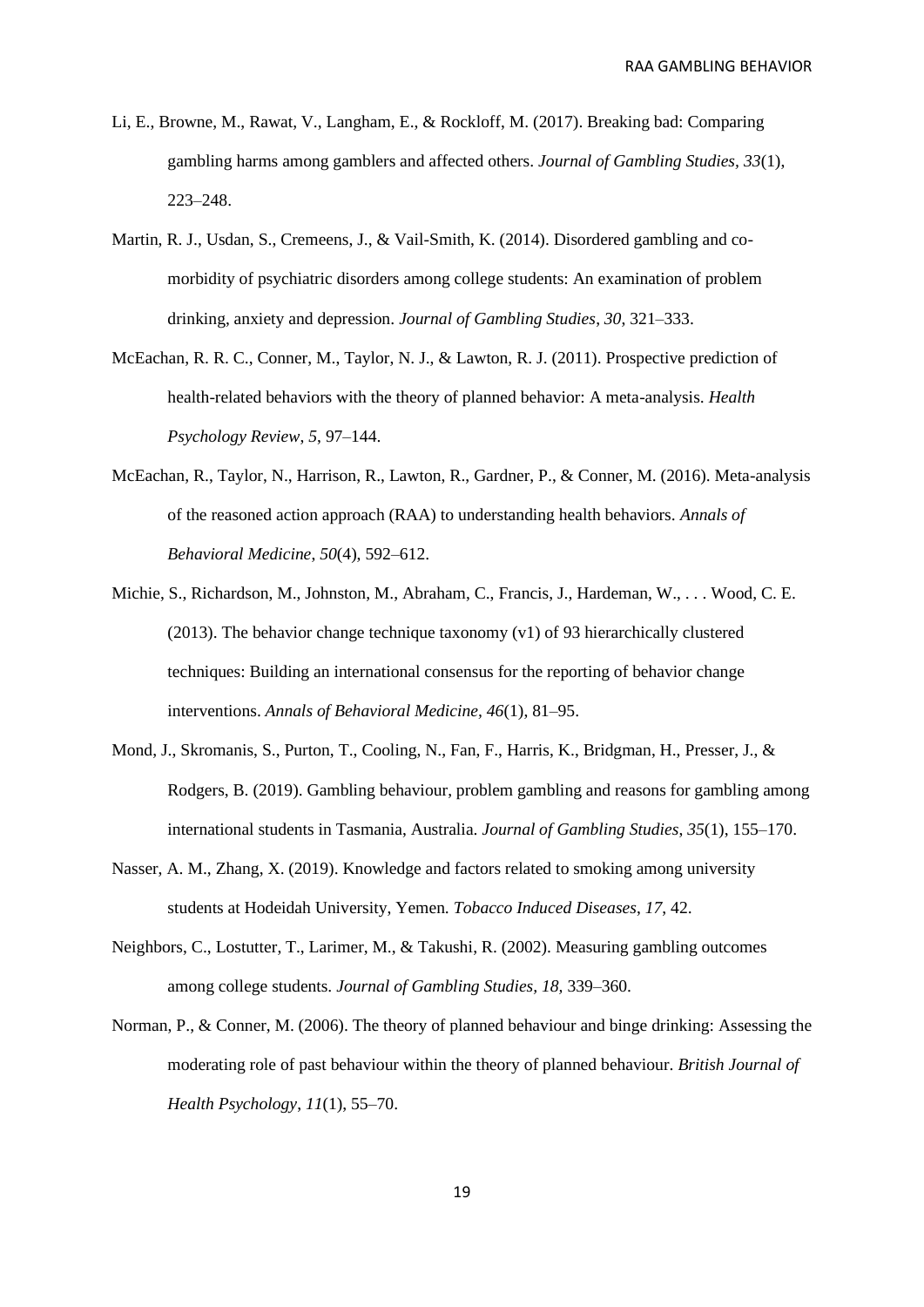Li, E., Browne, M., Rawat, V., Langham, E., & Rockloff, M. (2017). Breaking bad: Comparing gambling harms among gamblers and affected others. *Journal of Gambling Studies*, *33*(1), 223–248.

Martin, R. J., Usdan, S., Cremeens, J., & Vail-Smith, K. (2014). Disordered gambling and co-morbidity of psychiatric disorders among college students: An examination of problem drinking, anxiety and depression. *Journal of Gambling Studies*, *30*, 321–333.

McEachan, R. R. C., Conner, M., Taylor, N. J., & Lawton, R. J. (2011). Prospective prediction of health-related behaviors with the theory of planned behavior: A meta-analysis. *Health Psychology Review*, *5*, 97–144.

McEachan, R., Taylor, N., Harrison, R., Lawton, R., Gardner, P., & Conner, M. (2016). Meta-analysis of the reasoned action approach (RAA) to understanding health behaviors. *Annals of Behavioral Medicine*, *50*(4), 592–612.

Michie, S., Richardson, M., Johnston, M., Abraham, C., Francis, J., Hardeman, W., . . . Wood, C. E. (2013). The behavior change technique taxonomy (v1) of 93 hierarchically clustered techniques: Building an international consensus for the reporting of behavior change interventions. *Annals of Behavioral Medicine*, *46*(1), 81–95.

Mond, J., Skromanis, S., Purton, T., Cooling, N., Fan, F., Harris, K., Bridgman, H., Presser, J., & Rodgers, B. (2019). Gambling behaviour, problem gambling and reasons for gambling among international students in Tasmania, Australia. *Journal of Gambling Studies*, *35*(1), 155–170.

Nasser, A. M., Zhang, X. (2019). Knowledge and factors related to smoking among university students at Hodeidah University, Yemen. *Tobacco Induced Diseases*, *17*, 42.

Neighbors, C., Lostutter, T., Larimer, M., & Takushi, R. (2002). Measuring gambling outcomes among college students. *Journal of Gambling Studies*, *18,* 339–360.

Norman, P., & Conner, M. (2006). The theory of planned behaviour and binge drinking: Assessing the moderating role of past behaviour within the theory of planned behaviour. *British Journal of Health Psychology*, *11*(1), 55–70.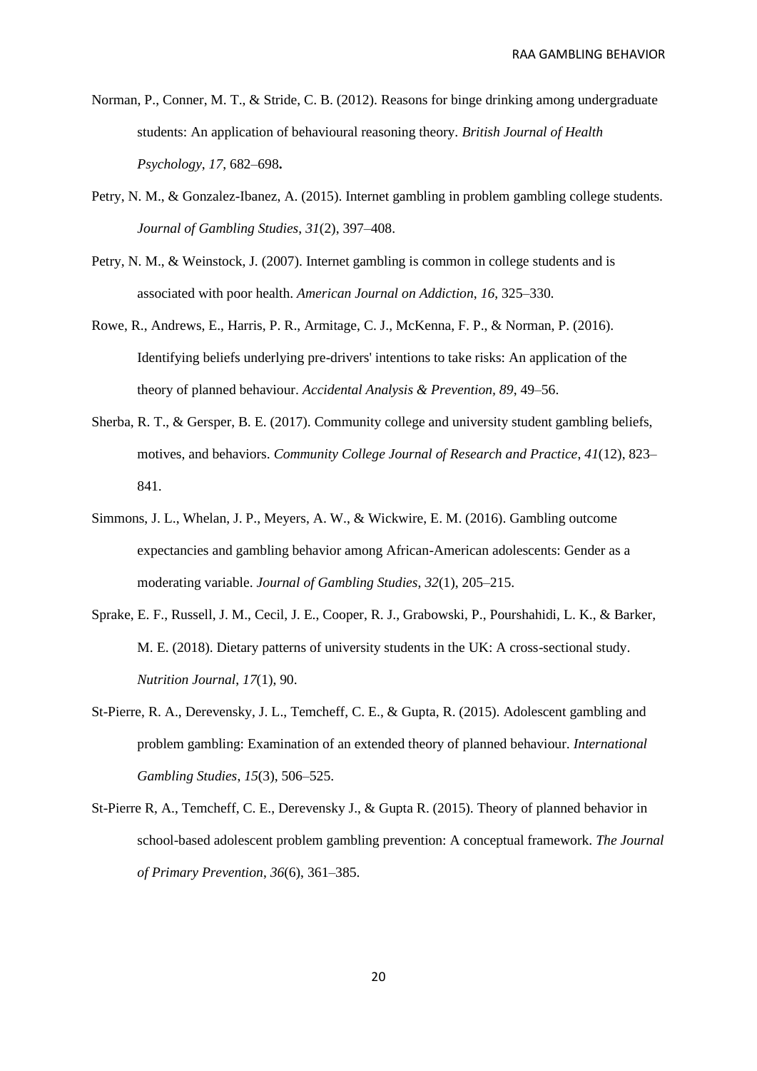Norman, P., Conner, M. T., & Stride, C. B. (2012). Reasons for binge drinking among undergraduate students: An application of behavioural reasoning theory. *British Journal of Health Psychology*, *17*, 682–698**.**

Petry, N. M., & Gonzalez-Ibanez, A. (2015). Internet gambling in problem gambling college students. *Journal of Gambling Studies*, *31*(2), 397–408.

Petry, N. M., & Weinstock, J. (2007). Internet gambling is common in college students and is associated with poor health. *American Journal on Addiction*, *16*, 325–330.

Rowe, R., Andrews, E., Harris, P. R., Armitage, C. J., McKenna, F. P., & Norman, P. (2016). Identifying beliefs underlying pre-drivers' intentions to take risks: An application of the theory of planned behaviour. *Accidental Analysis & Prevention*, *89*, 49–56.

Sherba, R. T., & Gersper, B. E. (2017). Community college and university student gambling beliefs, motives, and behaviors. *Community College Journal of Research and Practice*, *41*(12), 823–841.

Simmons, J. L., Whelan, J. P., Meyers, A. W., & Wickwire, E. M. (2016). Gambling outcome expectancies and gambling behavior among African-American adolescents: Gender as a moderating variable. *Journal of Gambling Studies*, *32*(1), 205–215.

Sprake, E. F., Russell, J. M., Cecil, J. E., Cooper, R. J., Grabowski, P., Pourshahidi, L. K., & Barker, M. E. (2018). Dietary patterns of university students in the UK: A cross-sectional study. *Nutrition Journal*, *17*(1), 90.

St-Pierre, R. A., Derevensky, J. L., Temcheff, C. E., & Gupta, R. (2015). Adolescent gambling and problem gambling: Examination of an extended theory of planned behaviour. *International Gambling Studies*, *15*(3), 506–525.

St-Pierre R, A., Temcheff, C. E., Derevensky J., & Gupta R. (2015). Theory of planned behavior in school-based adolescent problem gambling prevention: A conceptual framework. *The Journal of Primary Prevention*, *36*(6), 361–385.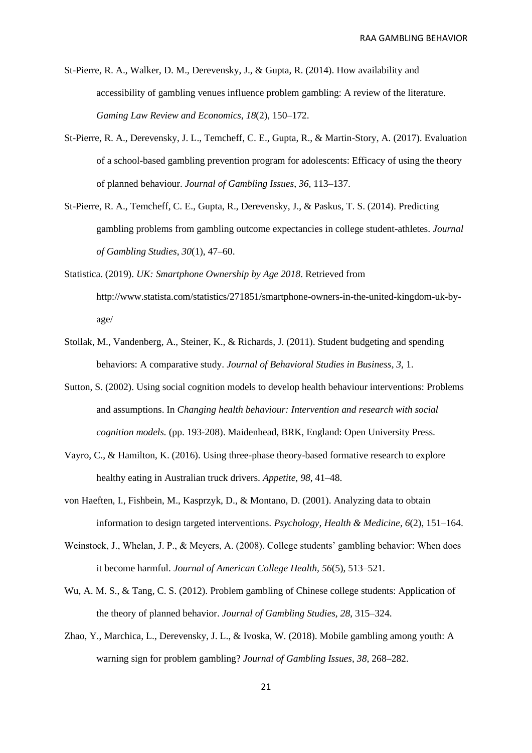St-Pierre, R. A., Walker, D. M., Derevensky, J., & Gupta, R. (2014). How availability and accessibility of gambling venues influence problem gambling: A review of the literature. *Gaming Law Review and Economics*, *18*(2), 150–172.

St-Pierre, R. A., Derevensky, J. L., Temcheff, C. E., Gupta, R., & Martin-Story, A. (2017). Evaluation of a school-based gambling prevention program for adolescents: Efficacy of using the theory of planned behaviour. *Journal of Gambling Issues*, *36*, 113–137.

St-Pierre, R. A., Temcheff, C. E., Gupta, R., Derevensky, J., & Paskus, T. S. (2014). Predicting gambling problems from gambling outcome expectancies in college student-athletes. *Journal of Gambling Studies*, *30*(1), 47–60.

Statistica. (2019). *UK: Smartphone Ownership by Age 2018*. Retrieved from http://www.statista.com/statistics/271851/smartphone-owners-in-the-united-kingdom-uk-by-age/

Stollak, M., Vandenberg, A., Steiner, K., & Richards, J. (2011). Student budgeting and spending behaviors: A comparative study. *Journal of Behavioral Studies in Business*, *3*, 1.

Sutton, S. (2002). Using social cognition models to develop health behaviour interventions: Problems and assumptions. In *Changing health behaviour: Intervention and research with social cognition models.* (pp. 193-208). Maidenhead, BRK, England: Open University Press.

Vayro, C., & Hamilton, K. (2016). Using three-phase theory-based formative research to explore healthy eating in Australian truck drivers. *Appetite, 98*, 41–48.

von Haeften, I., Fishbein, M., Kasprzyk, D., & Montano, D. (2001). Analyzing data to obtain information to design targeted interventions. *Psychology, Health & Medicine, 6*(2), 151–164.

Weinstock, J., Whelan, J. P., & Meyers, A. (2008). College students' gambling behavior: When does it become harmful. *Journal of American College Health, 56*(5), 513–521.

Wu, A. M. S., & Tang, C. S. (2012). Problem gambling of Chinese college students: Application of the theory of planned behavior. *Journal of Gambling Studies*, *28*, 315–324.

Zhao, Y., Marchica, L., Derevensky, J. L., & Ivoska, W. (2018). Mobile gambling among youth: A warning sign for problem gambling? *Journal of Gambling Issues, 38,* 268–282.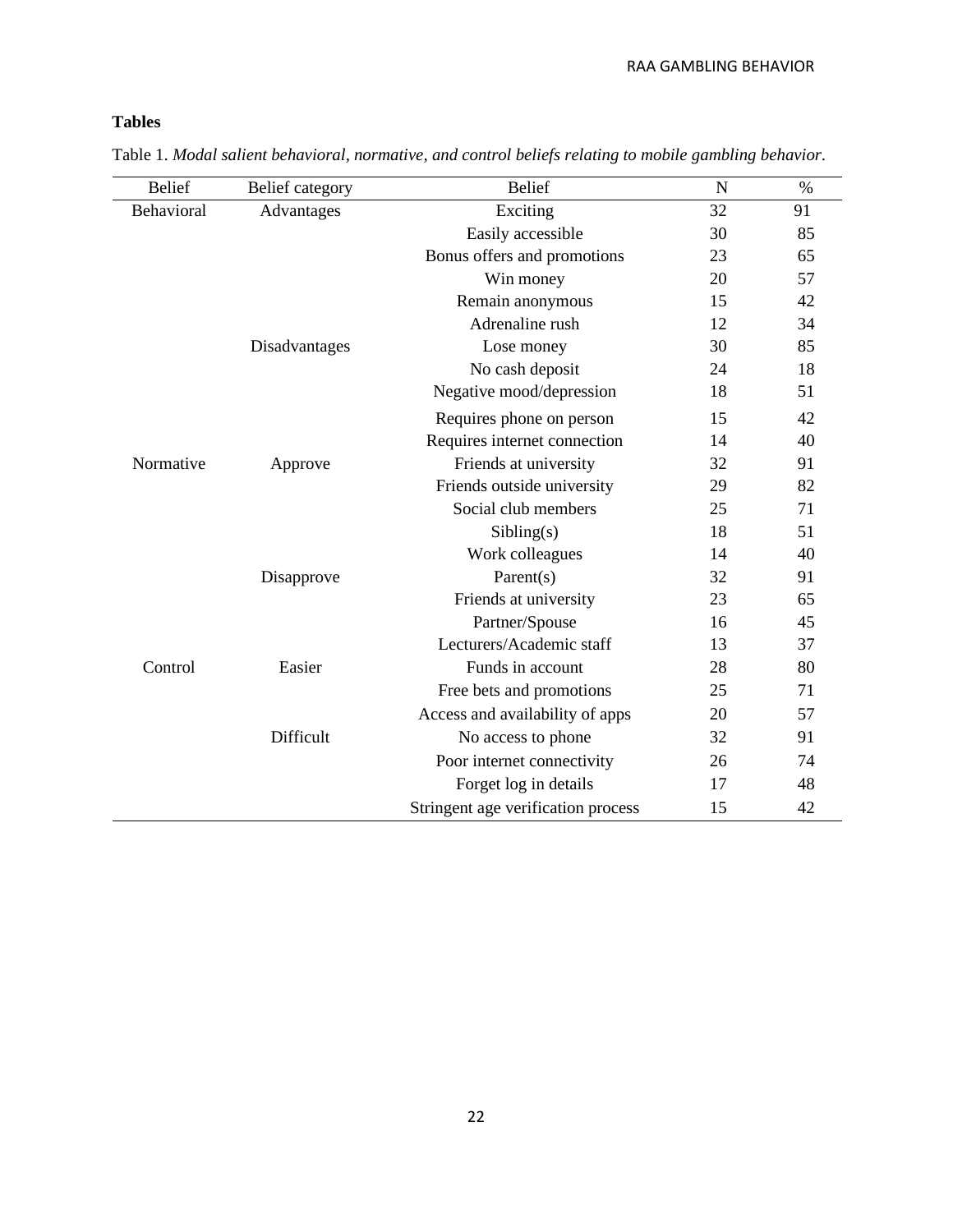**Tables**

Table 1. *Modal salient behavioral, normative, and control beliefs relating to mobile gambling behavior.*

| Belief | Belief category | Belief | N | % |
|---|---|---|---|---|
| Behavioral | Advantages | Exciting | 32 | 91 |
| | | Easily accessible | 30 | 85 |
| | | Bonus offers and promotions | 23 | 65 |
| | | Win money | 20 | 57 |
| | | Remain anonymous | 15 | 42 |
| | | Adrenaline rush | 12 | 34 |
| | Disadvantages | Lose money | 30 | 85 |
| | | No cash deposit | 24 | 18 |
| | | Negative mood/depression | 18 | 51 |
| | | Requires phone on person | 15 | 42 |
| | | Requires internet connection | 14 | 40 |
| Normative | Approve | Friends at university | 32 | 91 |
| | | Friends outside university | 29 | 82 |
| | | Social club members | 25 | 71 |
| | | Sibling(s) | 18 | 51 |
| | | Work colleagues | 14 | 40 |
| | Disapprove | Parent(s) | 32 | 91 |
| | | Friends at university | 23 | 65 |
| | | Partner/Spouse | 16 | 45 |
| | | Lecturers/Academic staff | 13 | 37 |
| Control | Easier | Funds in account | 28 | 80 |
| | | Free bets and promotions | 25 | 71 |
| | | Access and availability of apps | 20 | 57 |
| | Difficult | No access to phone | 32 | 91 |
| | | Poor internet connectivity | 26 | 74 |
| | | Forget log in details | 17 | 48 |
| | | Stringent age verification process | 15 | 42 |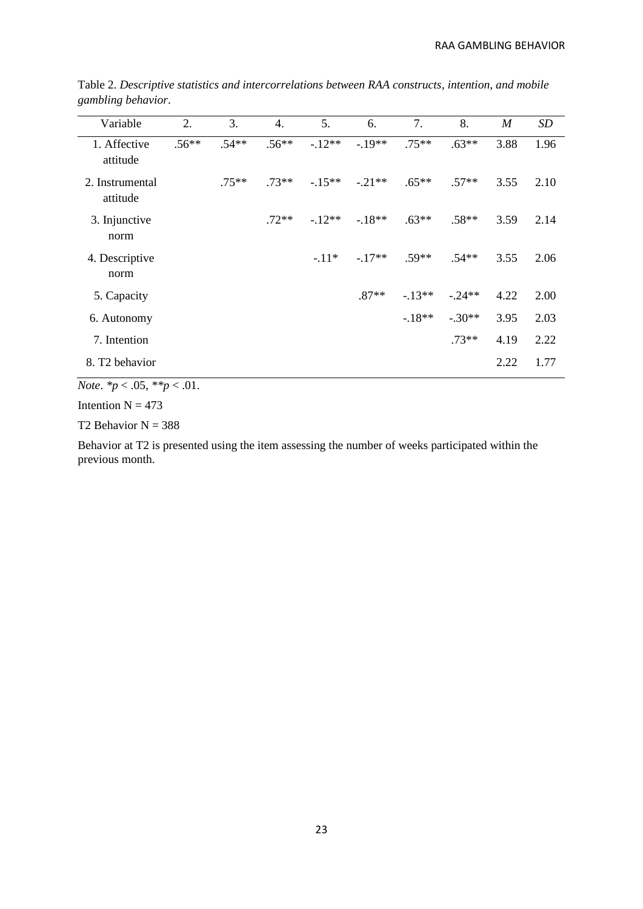Table 2. *Descriptive statistics and intercorrelations between RAA constructs, intention, and mobile gambling behavior*.

| Variable | 2. | 3. | 4. | 5. | 6. | 7. | 8. | *M* | *SD* |
|---|---|---|---|---|---|---|---|---|---|
| 1. Affective attitude | .56** | .54** | .56** | -.12** | -.19** | .75** | .63** | 3.88 | 1.96 |
| 2. Instrumental attitude | | .75** | .73** | -.15** | -.21** | .65** | .57** | 3.55 | 2.10 |
| 3. Injunctive norm | | | .72** | -.12** | -.18** | .63** | .58** | 3.59 | 2.14 |
| 4. Descriptive norm | | | | -.11* | -.17** | .59** | .54** | 3.55 | 2.06 |
| 5. Capacity | | | | | .87** | -.13** | -.24** | 4.22 | 2.00 |
| 6. Autonomy | | | | | | -.18** | -.30** | 3.95 | 2.03 |
| 7. Intention | | | | | | | .73** | 4.19 | 2.22 |
| 8. T2 behavior | | | | | | | | 2.22 | 1.77 |

*Note*. \**p* < .05, \*\**p* < .01.

Intention N = 473

T2 Behavior N = 388

Behavior at T2 is presented using the item assessing the number of weeks participated within the previous month.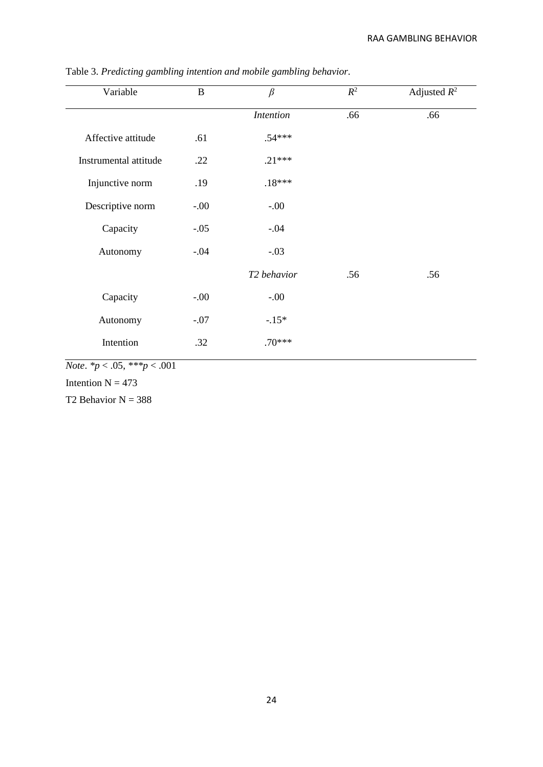Table 3. *Predicting gambling intention and mobile gambling behavior*.

| Variable | B | $\beta$ | $R^2$ | Adjusted $R^2$ |
|---|---|---|---|---|
| | | *Intention* | .66 | .66 |
| Affective attitude | .61 | .54*** | | |
| Instrumental attitude | .22 | .21*** | | |
| Injunctive norm | .19 | .18*** | | |
| Descriptive norm | -.00 | -.00 | | |
| Capacity | -.05 | -.04 | | |
| Autonomy | -.04 | -.03 | | |
| | | *T2 behavior* | .56 | .56 |
| Capacity | -.00 | -.00 | | |
| Autonomy | -.07 | -.15* | | |
| Intention | .32 | .70*** | | |

*Note*. *$p < .05$, ***$p < .001$

Intention N = 473

T2 Behavior N = 388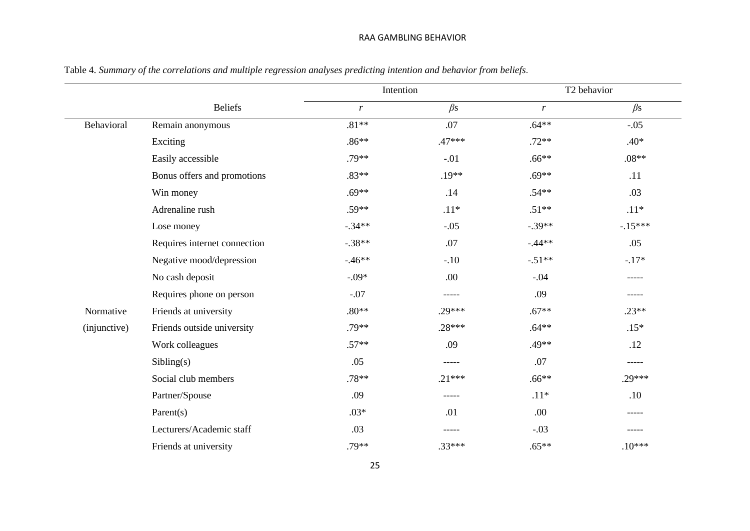Table 4. *Summary of the correlations and multiple regression analyses predicting intention and behavior from beliefs*.

| | | Intention | | T2 behavior | |
|---|---|---|---|---|---|
| | Beliefs | *r* | *β*s | *r* | *β*s |
| Behavioral | Remain anonymous | .81** | .07 | .64** | -.05 |
| | Exciting | .86** | .47*** | .72** | .40* |
| | Easily accessible | .79** | -.01 | .66** | .08** |
| | Bonus offers and promotions | .83** | .19** | .69** | .11 |
| | Win money | .69** | .14 | .54** | .03 |
| | Adrenaline rush | .59** | .11* | .51** | .11* |
| | Lose money | -.34** | -.05 | -.39** | -.15*** |
| | Requires internet connection | -.38** | .07 | -.44** | .05 |
| | Negative mood/depression | -.46** | -.10 | -.51** | -.17* |
| | No cash deposit | -.09* | .00 | -.04 | ----- |
| | Requires phone on person | -.07 | ----- | .09 | ----- |
| Normative (injunctive) | Friends at university | .80** | .29*** | .67** | .23** |
| | Friends outside university | .79** | .28*** | .64** | .15* |
| | Work colleagues | .57** | .09 | .49** | .12 |
| | Sibling(s) | .05 | ----- | .07 | ----- |
| | Social club members | .78** | .21*** | .66** | .29*** |
| | Partner/Spouse | .09 | ----- | .11* | .10 |
| | Parent(s) | .03* | .01 | .00 | ----- |
| | Lecturers/Academic staff | .03 | ----- | -.03 | ----- |
| | Friends at university | .79** | .33*** | .65** | .10*** |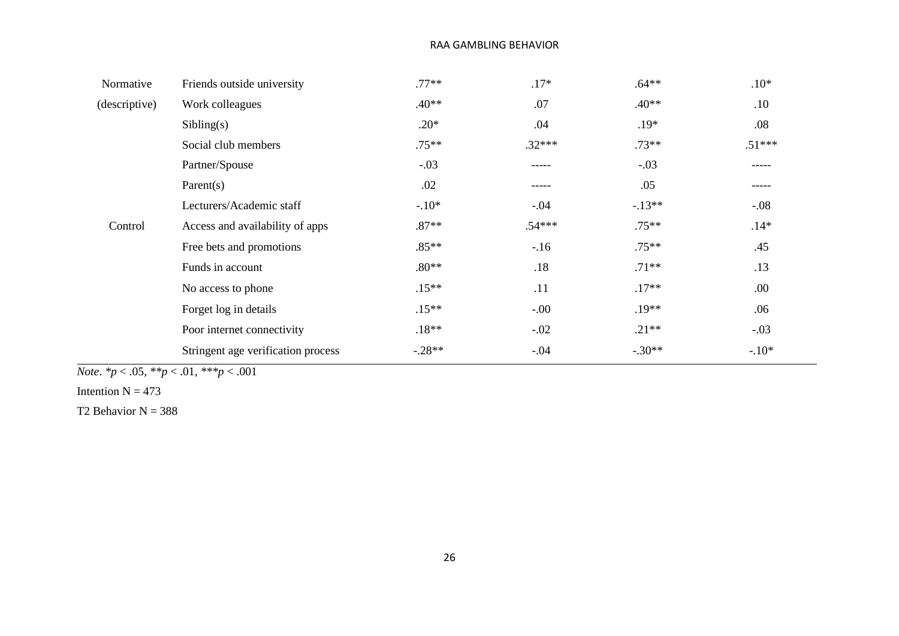| | | | | | |
|---|---|---|---|---|---|
| Normative (descriptive) | Friends outside university | .77** | .17* | .64** | .10* |
| | Work colleagues | .40** | .07 | .40** | .10 |
| | Sibling(s) | .20* | .04 | .19* | .08 |
| | Social club members | .75** | .32*** | .73** | .51*** |
| | Partner/Spouse | -.03 | ----- | -.03 | ----- |
| | Parent(s) | .02 | ----- | .05 | ----- |
| | Lecturers/Academic staff | -.10* | -.04 | -.13** | -.08 |
| Control | Access and availability of apps | .87** | .54*** | .75** | .14* |
| | Free bets and promotions | .85** | -.16 | .75** | .45 |
| | Funds in account | .80** | .18 | .71** | .13 |
| | No access to phone | .15** | .11 | .17** | .00 |
| | Forget log in details | .15** | -.00 | .19** | .06 |
| | Poor internet connectivity | .18** | -.02 | .21** | -.03 |
| | Stringent age verification process | -.28** | -.04 | -.30** | -.10* |

*Note*. $*p < .05$, $**p < .01$, $***p < .001$

Intention N = 473

T2 Behavior N = 388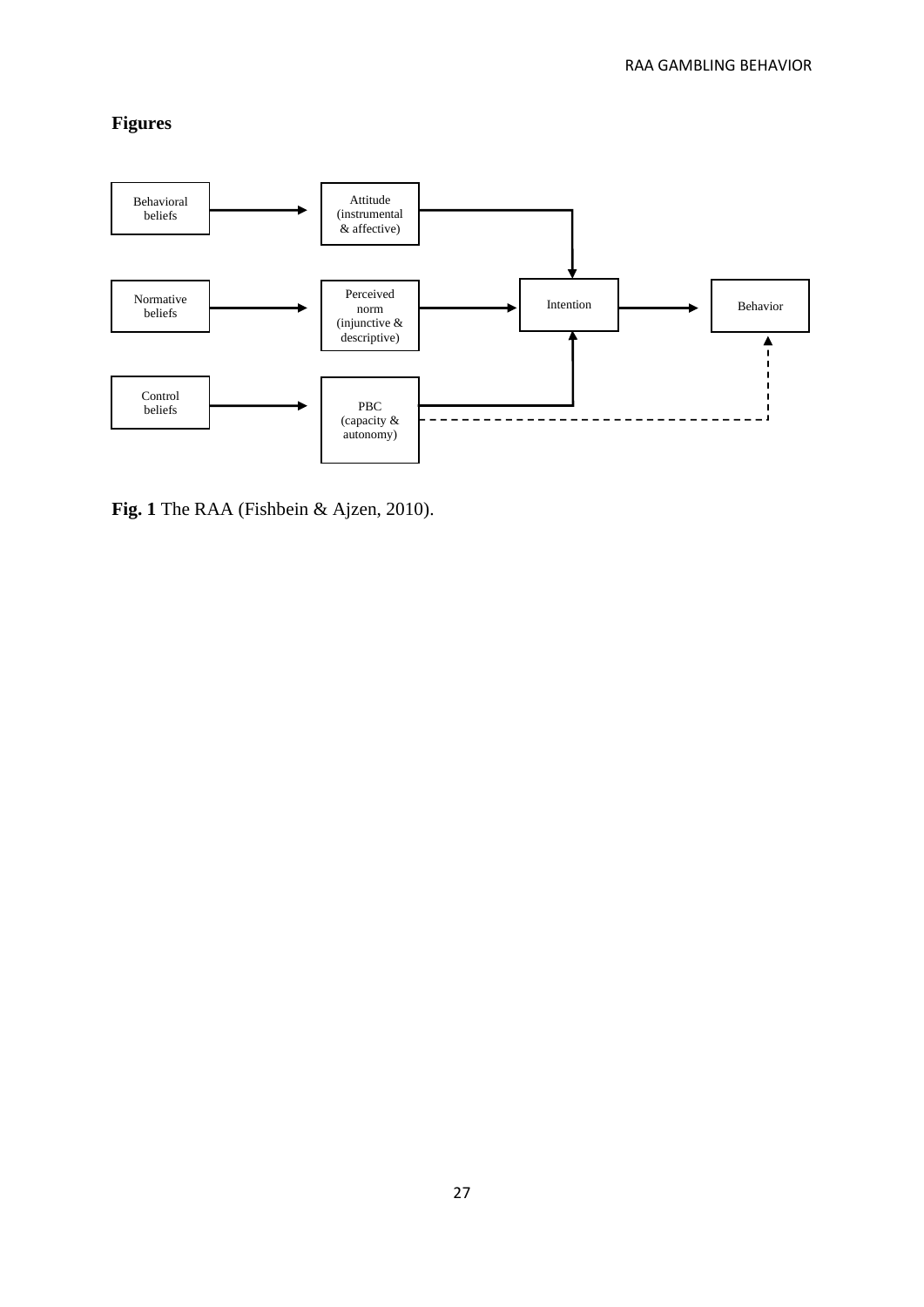# Figures

Behavioral beliefs

Attitude (instrumental & affective)

Normative beliefs

Perceived norm (injunctive & descriptive)

Intention

Behavior

Control beliefs

PBC (capacity & autonomy)

**Fig. 1** The RAA (Fishbein & Ajzen, 2010).